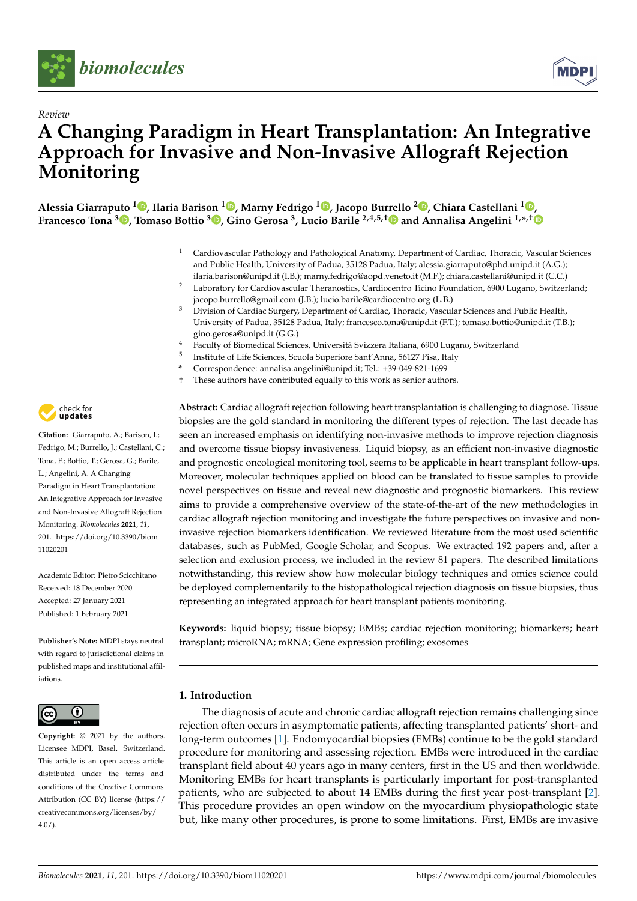Review

# A Changing Paradigm in Heart Transplantation: An Integrative Approach for Invasive and Non-Invasive Allograft Rejection Monitoring

**Alessia Giarraputo [1], Ilaria Barison [1], Marny Fedrigo [1], Jacopo Burrello [2], Chiara Castellani [1], Francesco Tona [3], Tomaso Bottio [3], Gino Gerosa [3], Lucio Barile [2,4,5,†] and Annalisa Angelini [1,*,†]**

[1] Cardiovascular Pathology and Pathological Anatomy, Department of Cardiac, Thoracic, Vascular Sciences and Public Health, University of Padua, 35128 Padua, Italy; alessia.giarraputo@phd.unipd.it (A.G.); ilaria.barison@unipd.it (I.B.); marny.fedrigo@aopd.veneto.it (M.F.); chiara.castellani@unipd.it (C.C.)

[2] Laboratory for Cardiovascular Theranostics, Cardiocentro Ticino Foundation, 6900 Lugano, Switzerland; jacopo.burrello@gmail.com (J.B.); lucio.barile@cardiocentro.org (L.B.)

[3] Division of Cardiac Surgery, Department of Cardiac, Thoracic, Vascular Sciences and Public Health, University of Padua, 35128 Padua, Italy; francesco.tona@unipd.it (F.T.); tomaso.bottio@unipd.it (T.B.); gino.gerosa@unipd.it (G.G.)

[4] Faculty of Biomedical Sciences, Università Svizzera Italiana, 6900 Lugano, Switzerland

[5] Institute of Life Sciences, Scuola Superiore Sant'Anna, 56127 Pisa, Italy

* Correspondence: annalisa.angelini@unipd.it; Tel.: +39-049-821-1699

† These authors have contributed equally to this work as senior authors.

**Citation:** Giarraputo, A.; Barison, I.; Fedrigo, M.; Burrello, J.; Castellani, C.; Tona, F.; Bottio, T.; Gerosa, G.; Barile, L.; Angelini, A. A Changing Paradigm in Heart Transplantation: An Integrative Approach for Invasive and Non-Invasive Allograft Rejection Monitoring. *Biomolecules* **2021**, *11*, 201. https://doi.org/10.3390/biom11020201

Academic Editor: Pietro Scicchitano

Received: 18 December 2020
Accepted: 27 January 2021
Published: 1 February 2021

**Publisher's Note:** MDPI stays neutral with regard to jurisdictional claims in published maps and institutional affiliations.

**Copyright:** © 2021 by the authors. Licensee MDPI, Basel, Switzerland. This article is an open access article distributed under the terms and conditions of the Creative Commons Attribution (CC BY) license (https://creativecommons.org/licenses/by/4.0/).

**Abstract:** Cardiac allograft rejection following heart transplantation is challenging to diagnose. Tissue biopsies are the gold standard in monitoring the different types of rejection. The last decade has seen an increased emphasis on identifying non-invasive methods to improve rejection diagnosis and overcome tissue biopsy invasiveness. Liquid biopsy, as an efficient non-invasive diagnostic and prognostic oncological monitoring tool, seems to be applicable in heart transplant follow-ups. Moreover, molecular techniques applied on blood can be translated to tissue samples to provide novel perspectives on tissue and reveal new diagnostic and prognostic biomarkers. This review aims to provide a comprehensive overview of the state-of-the-art of the new methodologies in cardiac allograft rejection monitoring and investigate the future perspectives on invasive and non-invasive rejection biomarkers identification. We reviewed literature from the most used scientific databases, such as PubMed, Google Scholar, and Scopus. We extracted 192 papers and, after a selection and exclusion process, we included in the review 81 papers. The described limitations notwithstanding, this review show how molecular biology techniques and omics science could be deployed complementarily to the histopathological rejection diagnosis on tissue biopsies, thus representing an integrated approach for heart transplant patients monitoring.

**Keywords:** liquid biopsy; tissue biopsy; EMBs; cardiac rejection monitoring; biomarkers; heart transplant; microRNA; mRNA; Gene expression profiling; exosomes

## 1. Introduction

The diagnosis of acute and chronic cardiac allograft rejection remains challenging since rejection often occurs in asymptomatic patients, affecting transplanted patients' short- and long-term outcomes [1]. Endomyocardial biopsies (EMBs) continue to be the gold standard procedure for monitoring and assessing rejection. EMBs were introduced in the cardiac transplant field about 40 years ago in many centers, first in the US and then worldwide. Monitoring EMBs for heart transplants is particularly important for post-transplanted patients, who are subjected to about 14 EMBs during the first year post-transplant [2]. This procedure provides an open window on the myocardium physiopathologic state but, like many other procedures, is prone to some limitations. First, EMBs are invasive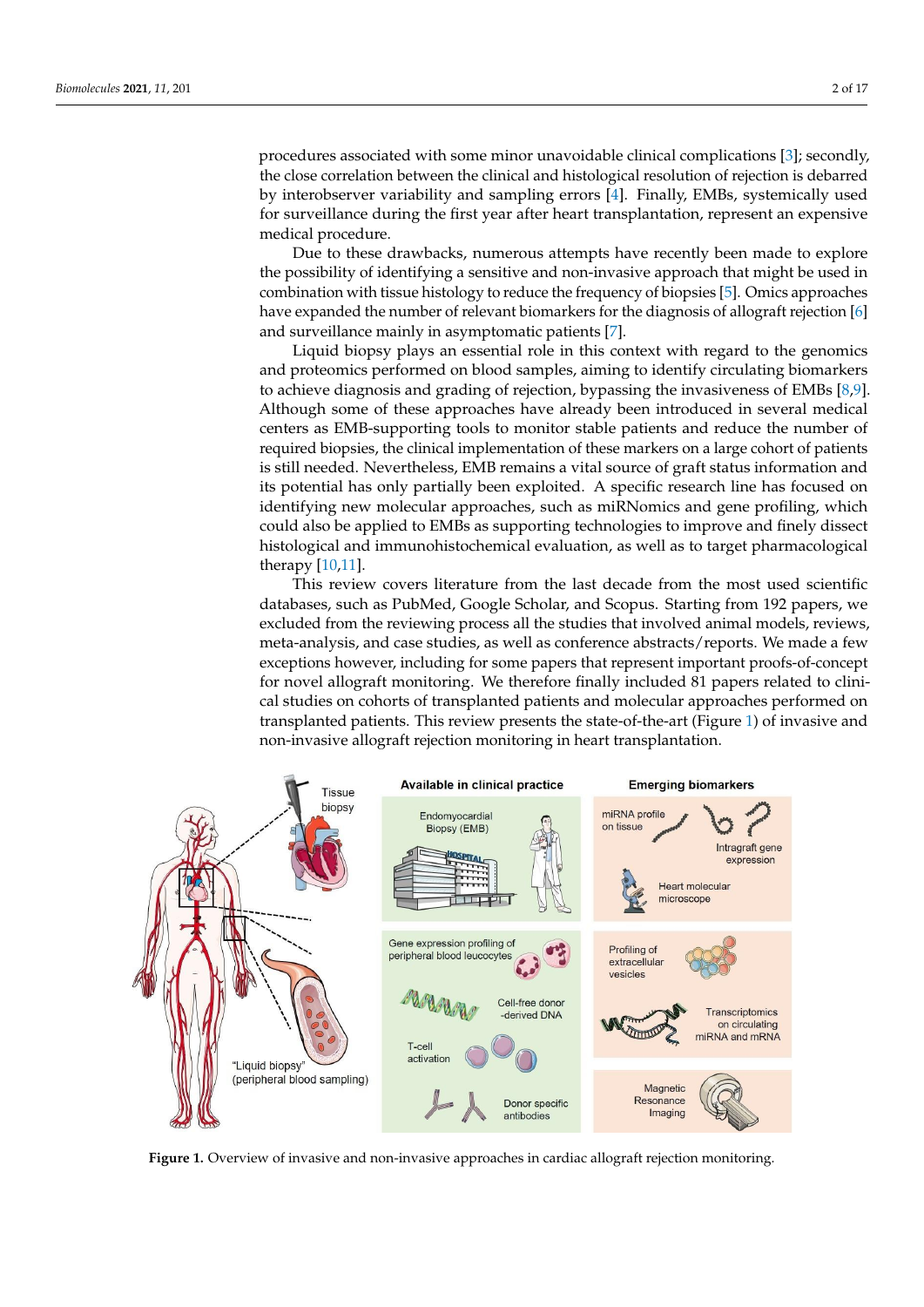procedures associated with some minor unavoidable clinical complications [3]; secondly, the close correlation between the clinical and histological resolution of rejection is debarred by interobserver variability and sampling errors [4]. Finally, EMBs, systemically used for surveillance during the first year after heart transplantation, represent an expensive medical procedure.

Due to these drawbacks, numerous attempts have recently been made to explore the possibility of identifying a sensitive and non-invasive approach that might be used in combination with tissue histology to reduce the frequency of biopsies [5]. Omics approaches have expanded the number of relevant biomarkers for the diagnosis of allograft rejection [6] and surveillance mainly in asymptomatic patients [7].

Liquid biopsy plays an essential role in this context with regard to the genomics and proteomics performed on blood samples, aiming to identify circulating biomarkers to achieve diagnosis and grading of rejection, bypassing the invasiveness of EMBs [8,9]. Although some of these approaches have already been introduced in several medical centers as EMB-supporting tools to monitor stable patients and reduce the number of required biopsies, the clinical implementation of these markers on a large cohort of patients is still needed. Nevertheless, EMB remains a vital source of graft status information and its potential has only partially been exploited. A specific research line has focused on identifying new molecular approaches, such as miRNomics and gene profiling, which could also be applied to EMBs as supporting technologies to improve and finely dissect histological and immunohistochemical evaluation, as well as to target pharmacological therapy [10,11].

This review covers literature from the last decade from the most used scientific databases, such as PubMed, Google Scholar, and Scopus. Starting from 192 papers, we excluded from the reviewing process all the studies that involved animal models, reviews, meta-analysis, and case studies, as well as conference abstracts/reports. We made a few exceptions however, including for some papers that represent important proofs-of-concept for novel allograft monitoring. We therefore finally included 81 papers related to clinical studies on cohorts of transplanted patients and molecular approaches performed on transplanted patients. This review presents the state-of-the-art (Figure 1) of invasive and non-invasive allograft rejection monitoring in heart transplantation.

**Figure 1.** Overview of invasive and non-invasive approaches in cardiac allograft rejection monitoring.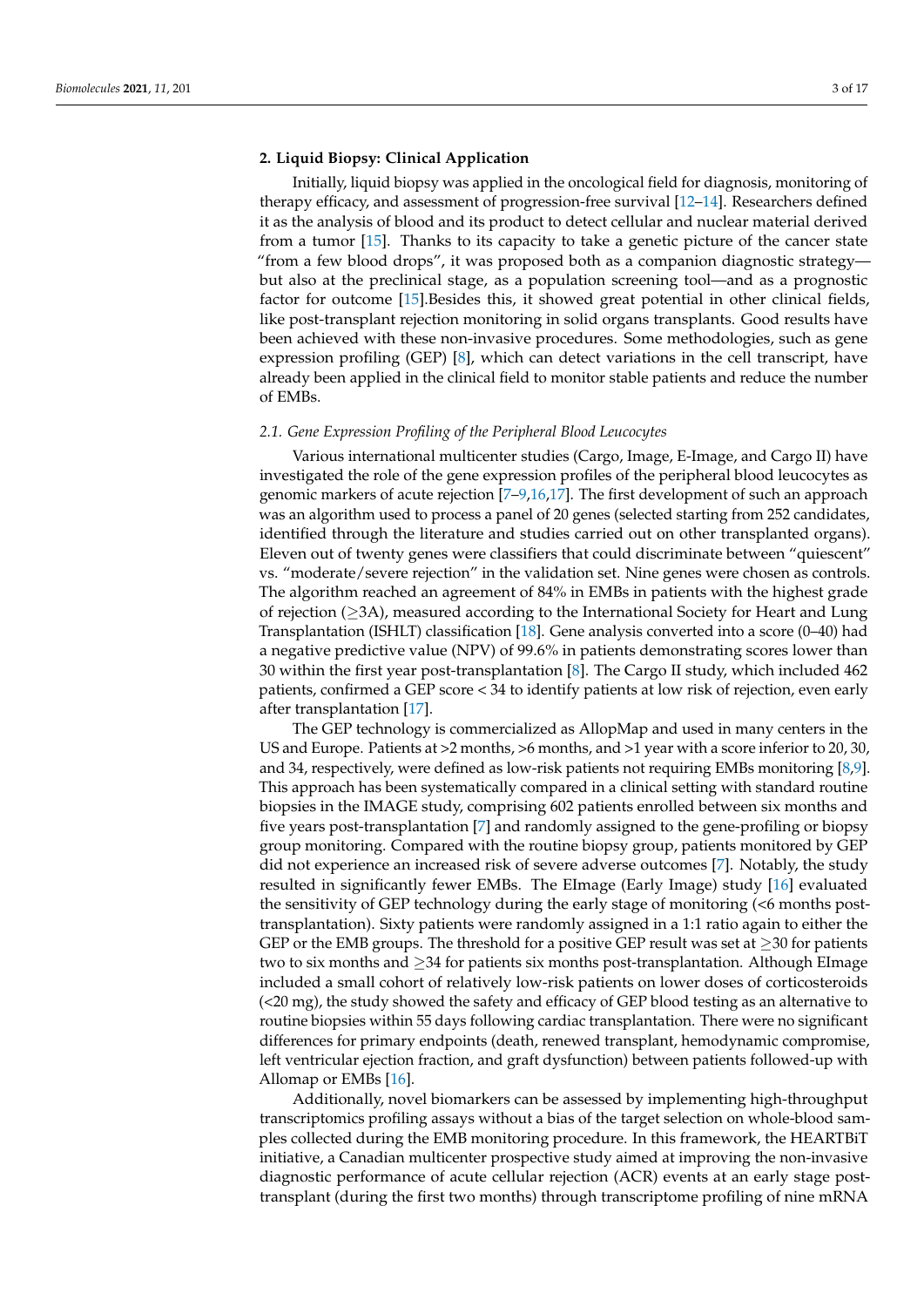## 2. Liquid Biopsy: Clinical Application

Initially, liquid biopsy was applied in the oncological field for diagnosis, monitoring of therapy efficacy, and assessment of progression-free survival [12–14]. Researchers defined it as the analysis of blood and its product to detect cellular and nuclear material derived from a tumor [15]. Thanks to its capacity to take a genetic picture of the cancer state "from a few blood drops", it was proposed both as a companion diagnostic strategy—but also at the preclinical stage, as a population screening tool—and as a prognostic factor for outcome [15].Besides this, it showed great potential in other clinical fields, like post-transplant rejection monitoring in solid organs transplants. Good results have been achieved with these non-invasive procedures. Some methodologies, such as gene expression profiling (GEP) [8], which can detect variations in the cell transcript, have already been applied in the clinical field to monitor stable patients and reduce the number of EMBs.

### 2.1. Gene Expression Profiling of the Peripheral Blood Leucocytes

Various international multicenter studies (Cargo, Image, E-Image, and Cargo II) have investigated the role of the gene expression profiles of the peripheral blood leucocytes as genomic markers of acute rejection [7–9,16,17]. The first development of such an approach was an algorithm used to process a panel of 20 genes (selected starting from 252 candidates, identified through the literature and studies carried out on other transplanted organs). Eleven out of twenty genes were classifiers that could discriminate between "quiescent" vs. "moderate/severe rejection" in the validation set. Nine genes were chosen as controls. The algorithm reached an agreement of 84% in EMBs in patients with the highest grade of rejection (≥3A), measured according to the International Society for Heart and Lung Transplantation (ISHLT) classification [18]. Gene analysis converted into a score (0–40) had a negative predictive value (NPV) of 99.6% in patients demonstrating scores lower than 30 within the first year post-transplantation [8]. The Cargo II study, which included 462 patients, confirmed a GEP score < 34 to identify patients at low risk of rejection, even early after transplantation [17].

The GEP technology is commercialized as AllopMap and used in many centers in the US and Europe. Patients at >2 months, >6 months, and >1 year with a score inferior to 20, 30, and 34, respectively, were defined as low-risk patients not requiring EMBs monitoring [8,9]. This approach has been systematically compared in a clinical setting with standard routine biopsies in the IMAGE study, comprising 602 patients enrolled between six months and five years post-transplantation [7] and randomly assigned to the gene-profiling or biopsy group monitoring. Compared with the routine biopsy group, patients monitored by GEP did not experience an increased risk of severe adverse outcomes [7]. Notably, the study resulted in significantly fewer EMBs. The EImage (Early Image) study [16] evaluated the sensitivity of GEP technology during the early stage of monitoring (<6 months post-transplantation). Sixty patients were randomly assigned in a 1:1 ratio again to either the GEP or the EMB groups. The threshold for a positive GEP result was set at ≥30 for patients two to six months and ≥34 for patients six months post-transplantation. Although EImage included a small cohort of relatively low-risk patients on lower doses of corticosteroids (<20 mg), the study showed the safety and efficacy of GEP blood testing as an alternative to routine biopsies within 55 days following cardiac transplantation. There were no significant differences for primary endpoints (death, renewed transplant, hemodynamic compromise, left ventricular ejection fraction, and graft dysfunction) between patients followed-up with Allomap or EMBs [16].

Additionally, novel biomarkers can be assessed by implementing high-throughput transcriptomics profiling assays without a bias of the target selection on whole-blood samples collected during the EMB monitoring procedure. In this framework, the HEARTBiT initiative, a Canadian multicenter prospective study aimed at improving the non-invasive diagnostic performance of acute cellular rejection (ACR) events at an early stage post-transplant (during the first two months) through transcriptome profiling of nine mRNA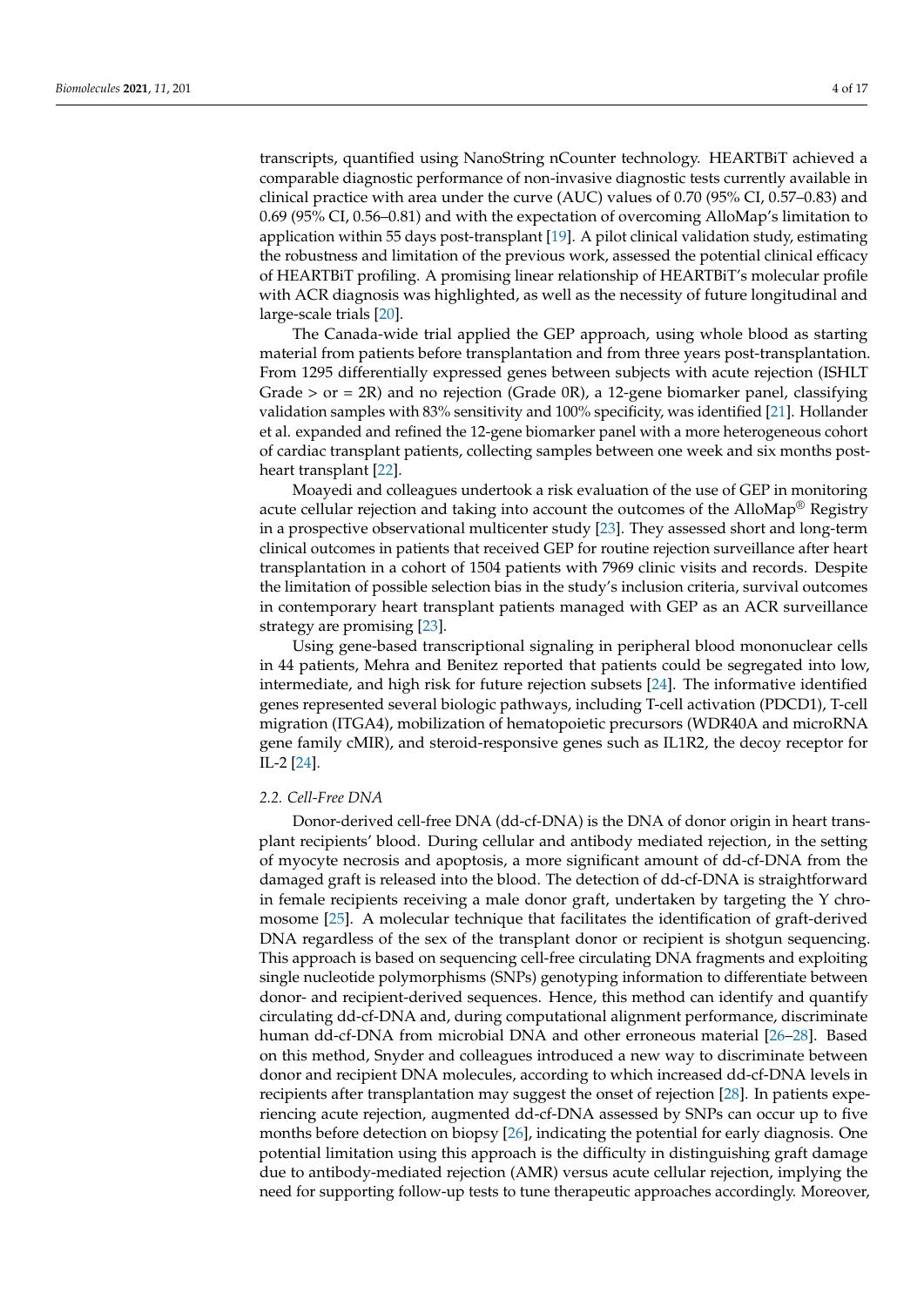transcripts, quantified using NanoString nCounter technology. HEARTBiT achieved a comparable diagnostic performance of non-invasive diagnostic tests currently available in clinical practice with area under the curve (AUC) values of 0.70 (95% CI, 0.57–0.83) and 0.69 (95% CI, 0.56–0.81) and with the expectation of overcoming AlloMap's limitation to application within 55 days post-transplant [19]. A pilot clinical validation study, estimating the robustness and limitation of the previous work, assessed the potential clinical efficacy of HEARTBiT profiling. A promising linear relationship of HEARTBiT's molecular profile with ACR diagnosis was highlighted, as well as the necessity of future longitudinal and large-scale trials [20].

The Canada-wide trial applied the GEP approach, using whole blood as starting material from patients before transplantation and from three years post-transplantation. From 1295 differentially expressed genes between subjects with acute rejection (ISHLT Grade > or = 2R) and no rejection (Grade 0R), a 12-gene biomarker panel, classifying validation samples with 83% sensitivity and 100% specificity, was identified [21]. Hollander et al. expanded and refined the 12-gene biomarker panel with a more heterogeneous cohort of cardiac transplant patients, collecting samples between one week and six months post-heart transplant [22].

Moayedi and colleagues undertook a risk evaluation of the use of GEP in monitoring acute cellular rejection and taking into account the outcomes of the AlloMap® Registry in a prospective observational multicenter study [23]. They assessed short and long-term clinical outcomes in patients that received GEP for routine rejection surveillance after heart transplantation in a cohort of 1504 patients with 7969 clinic visits and records. Despite the limitation of possible selection bias in the study's inclusion criteria, survival outcomes in contemporary heart transplant patients managed with GEP as an ACR surveillance strategy are promising [23].

Using gene-based transcriptional signaling in peripheral blood mononuclear cells in 44 patients, Mehra and Benitez reported that patients could be segregated into low, intermediate, and high risk for future rejection subsets [24]. The informative identified genes represented several biologic pathways, including T-cell activation (PDCD1), T-cell migration (ITGA4), mobilization of hematopoietic precursors (WDR40A and microRNA gene family cMIR), and steroid-responsive genes such as IL1R2, the decoy receptor for IL-2 [24].

### 2.2. Cell-Free DNA

Donor-derived cell-free DNA (dd-cf-DNA) is the DNA of donor origin in heart transplant recipients' blood. During cellular and antibody mediated rejection, in the setting of myocyte necrosis and apoptosis, a more significant amount of dd-cf-DNA from the damaged graft is released into the blood. The detection of dd-cf-DNA is straightforward in female recipients receiving a male donor graft, undertaken by targeting the Y chromosome [25]. A molecular technique that facilitates the identification of graft-derived DNA regardless of the sex of the transplant donor or recipient is shotgun sequencing. This approach is based on sequencing cell-free circulating DNA fragments and exploiting single nucleotide polymorphisms (SNPs) genotyping information to differentiate between donor- and recipient-derived sequences. Hence, this method can identify and quantify circulating dd-cf-DNA and, during computational alignment performance, discriminate human dd-cf-DNA from microbial DNA and other erroneous material [26–28]. Based on this method, Snyder and colleagues introduced a new way to discriminate between donor and recipient DNA molecules, according to which increased dd-cf-DNA levels in recipients after transplantation may suggest the onset of rejection [28]. In patients experiencing acute rejection, augmented dd-cf-DNA assessed by SNPs can occur up to five months before detection on biopsy [26], indicating the potential for early diagnosis. One potential limitation using this approach is the difficulty in distinguishing graft damage due to antibody-mediated rejection (AMR) versus acute cellular rejection, implying the need for supporting follow-up tests to tune therapeutic approaches accordingly. Moreover,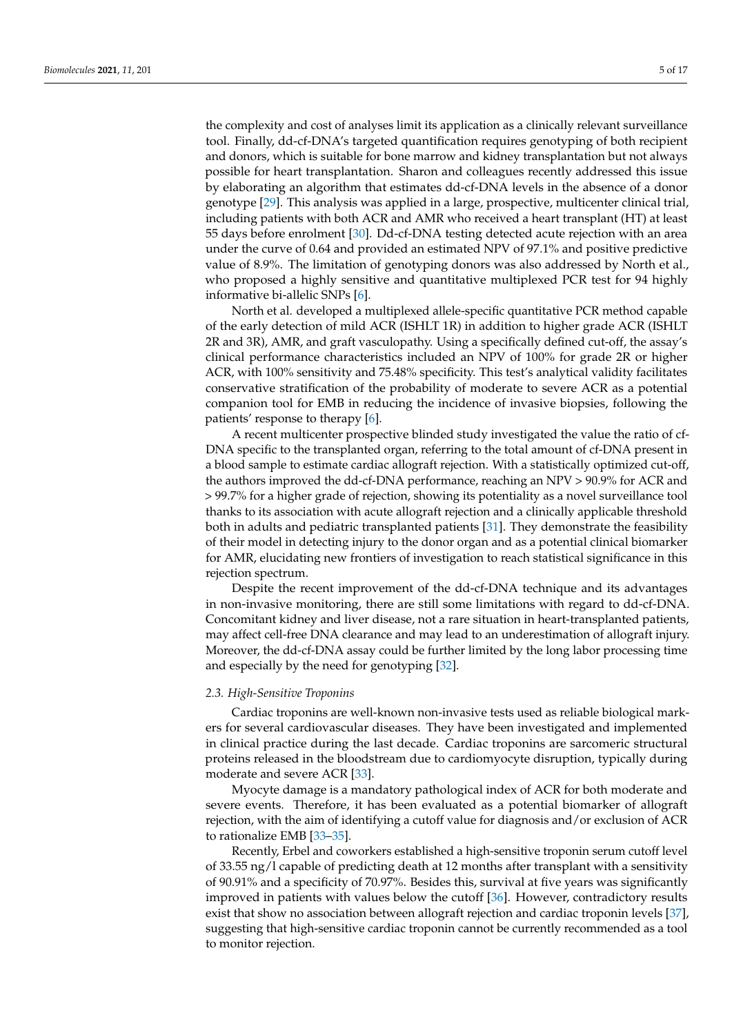the complexity and cost of analyses limit its application as a clinically relevant surveillance tool. Finally, dd-cf-DNA's targeted quantification requires genotyping of both recipient and donors, which is suitable for bone marrow and kidney transplantation but not always possible for heart transplantation. Sharon and colleagues recently addressed this issue by elaborating an algorithm that estimates dd-cf-DNA levels in the absence of a donor genotype [29]. This analysis was applied in a large, prospective, multicenter clinical trial, including patients with both ACR and AMR who received a heart transplant (HT) at least 55 days before enrolment [30]. Dd-cf-DNA testing detected acute rejection with an area under the curve of 0.64 and provided an estimated NPV of 97.1% and positive predictive value of 8.9%. The limitation of genotyping donors was also addressed by North et al., who proposed a highly sensitive and quantitative multiplexed PCR test for 94 highly informative bi-allelic SNPs [6].

North et al. developed a multiplexed allele-specific quantitative PCR method capable of the early detection of mild ACR (ISHLT 1R) in addition to higher grade ACR (ISHLT 2R and 3R), AMR, and graft vasculopathy. Using a specifically defined cut-off, the assay's clinical performance characteristics included an NPV of 100% for grade 2R or higher ACR, with 100% sensitivity and 75.48% specificity. This test's analytical validity facilitates conservative stratification of the probability of moderate to severe ACR as a potential companion tool for EMB in reducing the incidence of invasive biopsies, following the patients' response to therapy [6].

A recent multicenter prospective blinded study investigated the value the ratio of cf-DNA specific to the transplanted organ, referring to the total amount of cf-DNA present in a blood sample to estimate cardiac allograft rejection. With a statistically optimized cut-off, the authors improved the dd-cf-DNA performance, reaching an NPV > 90.9% for ACR and > 99.7% for a higher grade of rejection, showing its potentiality as a novel surveillance tool thanks to its association with acute allograft rejection and a clinically applicable threshold both in adults and pediatric transplanted patients [31]. They demonstrate the feasibility of their model in detecting injury to the donor organ and as a potential clinical biomarker for AMR, elucidating new frontiers of investigation to reach statistical significance in this rejection spectrum.

Despite the recent improvement of the dd-cf-DNA technique and its advantages in non-invasive monitoring, there are still some limitations with regard to dd-cf-DNA. Concomitant kidney and liver disease, not a rare situation in heart-transplanted patients, may affect cell-free DNA clearance and may lead to an underestimation of allograft injury. Moreover, the dd-cf-DNA assay could be further limited by the long labor processing time and especially by the need for genotyping [32].

### 2.3. High-Sensitive Troponins

Cardiac troponins are well-known non-invasive tests used as reliable biological markers for several cardiovascular diseases. They have been investigated and implemented in clinical practice during the last decade. Cardiac troponins are sarcomeric structural proteins released in the bloodstream due to cardiomyocyte disruption, typically during moderate and severe ACR [33].

Myocyte damage is a mandatory pathological index of ACR for both moderate and severe events. Therefore, it has been evaluated as a potential biomarker of allograft rejection, with the aim of identifying a cutoff value for diagnosis and/or exclusion of ACR to rationalize EMB [33–35].

Recently, Erbel and coworkers established a high-sensitive troponin serum cutoff level of 33.55 ng/l capable of predicting death at 12 months after transplant with a sensitivity of 90.91% and a specificity of 70.97%. Besides this, survival at five years was significantly improved in patients with values below the cutoff [36]. However, contradictory results exist that show no association between allograft rejection and cardiac troponin levels [37], suggesting that high-sensitive cardiac troponin cannot be currently recommended as a tool to monitor rejection.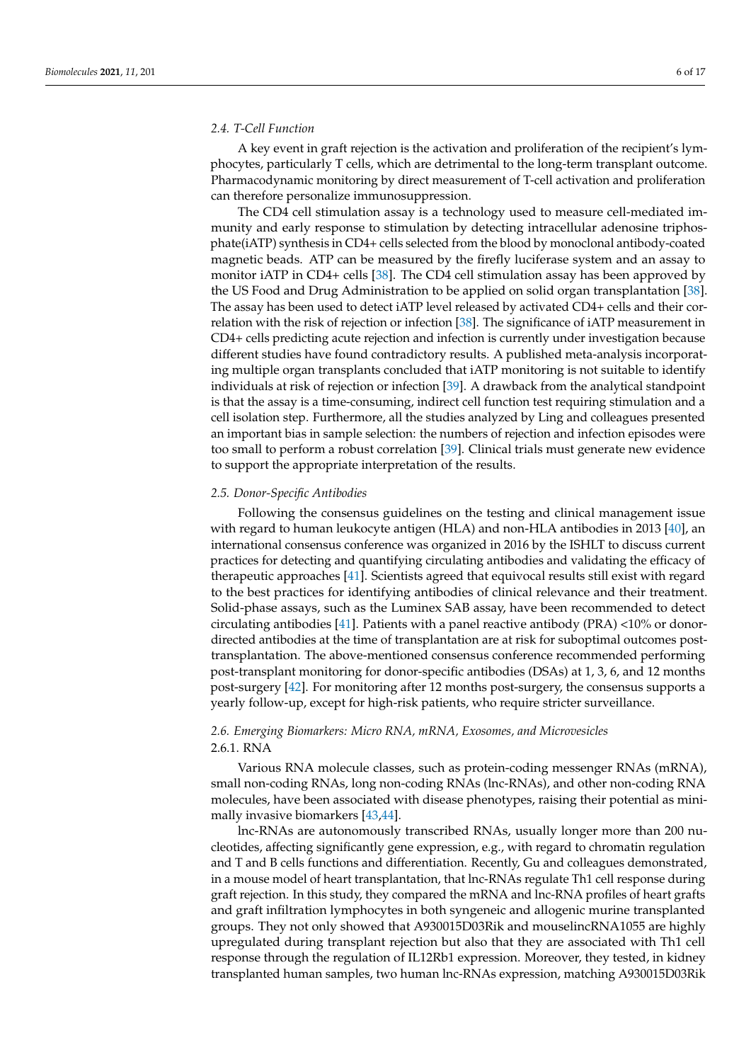### 2.4. T-Cell Function

A key event in graft rejection is the activation and proliferation of the recipient's lymphocytes, particularly T cells, which are detrimental to the long-term transplant outcome. Pharmacodynamic monitoring by direct measurement of T-cell activation and proliferation can therefore personalize immunosuppression.

The CD4 cell stimulation assay is a technology used to measure cell-mediated immunity and early response to stimulation by detecting intracellular adenosine triphosphate(iATP) synthesis in CD4+ cells selected from the blood by monoclonal antibody-coated magnetic beads. ATP can be measured by the firefly luciferase system and an assay to monitor iATP in CD4+ cells [38]. The CD4 cell stimulation assay has been approved by the US Food and Drug Administration to be applied on solid organ transplantation [38]. The assay has been used to detect iATP level released by activated CD4+ cells and their correlation with the risk of rejection or infection [38]. The significance of iATP measurement in CD4+ cells predicting acute rejection and infection is currently under investigation because different studies have found contradictory results. A published meta-analysis incorporating multiple organ transplants concluded that iATP monitoring is not suitable to identify individuals at risk of rejection or infection [39]. A drawback from the analytical standpoint is that the assay is a time-consuming, indirect cell function test requiring stimulation and a cell isolation step. Furthermore, all the studies analyzed by Ling and colleagues presented an important bias in sample selection: the numbers of rejection and infection episodes were too small to perform a robust correlation [39]. Clinical trials must generate new evidence to support the appropriate interpretation of the results.

### 2.5. Donor-Specific Antibodies

Following the consensus guidelines on the testing and clinical management issue with regard to human leukocyte antigen (HLA) and non-HLA antibodies in 2013 [40], an international consensus conference was organized in 2016 by the ISHLT to discuss current practices for detecting and quantifying circulating antibodies and validating the efficacy of therapeutic approaches [41]. Scientists agreed that equivocal results still exist with regard to the best practices for identifying antibodies of clinical relevance and their treatment. Solid-phase assays, such as the Luminex SAB assay, have been recommended to detect circulating antibodies [41]. Patients with a panel reactive antibody (PRA) <10% or donor-directed antibodies at the time of transplantation are at risk for suboptimal outcomes post-transplantation. The above-mentioned consensus conference recommended performing post-transplant monitoring for donor-specific antibodies (DSAs) at 1, 3, 6, and 12 months post-surgery [42]. For monitoring after 12 months post-surgery, the consensus supports a yearly follow-up, except for high-risk patients, who require stricter surveillance.

### 2.6. Emerging Biomarkers: Micro RNA, mRNA, Exosomes, and Microvesicles

#### 2.6.1. RNA

Various RNA molecule classes, such as protein-coding messenger RNAs (mRNA), small non-coding RNAs, long non-coding RNAs (lnc-RNAs), and other non-coding RNA molecules, have been associated with disease phenotypes, raising their potential as minimally invasive biomarkers [43,44].

lnc-RNAs are autonomously transcribed RNAs, usually longer more than 200 nucleotides, affecting significantly gene expression, e.g., with regard to chromatin regulation and T and B cells functions and differentiation. Recently, Gu and colleagues demonstrated, in a mouse model of heart transplantation, that lnc-RNAs regulate Th1 cell response during graft rejection. In this study, they compared the mRNA and lnc-RNA profiles of heart grafts and graft infiltration lymphocytes in both syngeneic and allogenic murine transplanted groups. They not only showed that A930015D03Rik and mouselincRNA1055 are highly upregulated during transplant rejection but also that they are associated with Th1 cell response through the regulation of IL12Rb1 expression. Moreover, they tested, in kidney transplanted human samples, two human lnc-RNAs expression, matching A930015D03Rik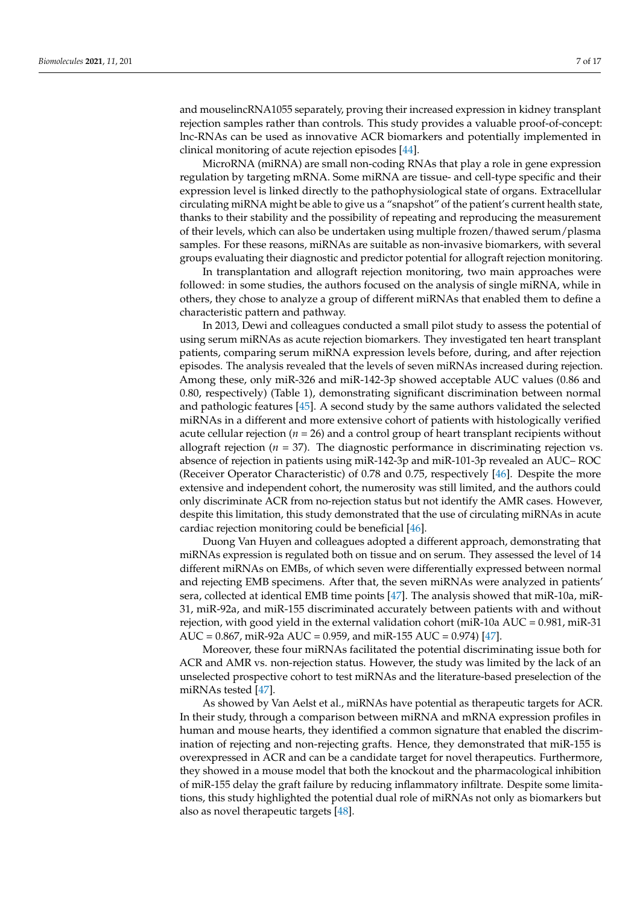and mouselincRNA1055 separately, proving their increased expression in kidney transplant rejection samples rather than controls. This study provides a valuable proof-of-concept: lnc-RNAs can be used as innovative ACR biomarkers and potentially implemented in clinical monitoring of acute rejection episodes [44].

MicroRNA (miRNA) are small non-coding RNAs that play a role in gene expression regulation by targeting mRNA. Some miRNA are tissue- and cell-type specific and their expression level is linked directly to the pathophysiological state of organs. Extracellular circulating miRNA might be able to give us a "snapshot" of the patient's current health state, thanks to their stability and the possibility of repeating and reproducing the measurement of their levels, which can also be undertaken using multiple frozen/thawed serum/plasma samples. For these reasons, miRNAs are suitable as non-invasive biomarkers, with several groups evaluating their diagnostic and predictor potential for allograft rejection monitoring.

In transplantation and allograft rejection monitoring, two main approaches were followed: in some studies, the authors focused on the analysis of single miRNA, while in others, they chose to analyze a group of different miRNAs that enabled them to define a characteristic pattern and pathway.

In 2013, Dewi and colleagues conducted a small pilot study to assess the potential of using serum miRNAs as acute rejection biomarkers. They investigated ten heart transplant patients, comparing serum miRNA expression levels before, during, and after rejection episodes. The analysis revealed that the levels of seven miRNAs increased during rejection. Among these, only miR-326 and miR-142-3p showed acceptable AUC values (0.86 and 0.80, respectively) (Table 1), demonstrating significant discrimination between normal and pathologic features [45]. A second study by the same authors validated the selected miRNAs in a different and more extensive cohort of patients with histologically verified acute cellular rejection ($n = 26$) and a control group of heart transplant recipients without allograft rejection ($n = 37$). The diagnostic performance in discriminating rejection vs. absence of rejection in patients using miR-142-3p and miR-101-3p revealed an AUC– ROC (Receiver Operator Characteristic) of 0.78 and 0.75, respectively [46]. Despite the more extensive and independent cohort, the numerosity was still limited, and the authors could only discriminate ACR from no-rejection status but not identify the AMR cases. However, despite this limitation, this study demonstrated that the use of circulating miRNAs in acute cardiac rejection monitoring could be beneficial [46].

Duong Van Huyen and colleagues adopted a different approach, demonstrating that miRNAs expression is regulated both on tissue and on serum. They assessed the level of 14 different miRNAs on EMBs, of which seven were differentially expressed between normal and rejecting EMB specimens. After that, the seven miRNAs were analyzed in patients' sera, collected at identical EMB time points [47]. The analysis showed that miR-10a, miR-31, miR-92a, and miR-155 discriminated accurately between patients with and without rejection, with good yield in the external validation cohort (miR-10a AUC = 0.981, miR-31 AUC = 0.867, miR-92a AUC = 0.959, and miR-155 AUC = 0.974) [47].

Moreover, these four miRNAs facilitated the potential discriminating issue both for ACR and AMR vs. non-rejection status. However, the study was limited by the lack of an unselected prospective cohort to test miRNAs and the literature-based preselection of the miRNAs tested [47].

As showed by Van Aelst et al., miRNAs have potential as therapeutic targets for ACR. In their study, through a comparison between miRNA and mRNA expression profiles in human and mouse hearts, they identified a common signature that enabled the discrimination of rejecting and non-rejecting grafts. Hence, they demonstrated that miR-155 is overexpressed in ACR and can be a candidate target for novel therapeutics. Furthermore, they showed in a mouse model that both the knockout and the pharmacological inhibition of miR-155 delay the graft failure by reducing inflammatory infiltrate. Despite some limitations, this study highlighted the potential dual role of miRNAs not only as biomarkers but also as novel therapeutic targets [48].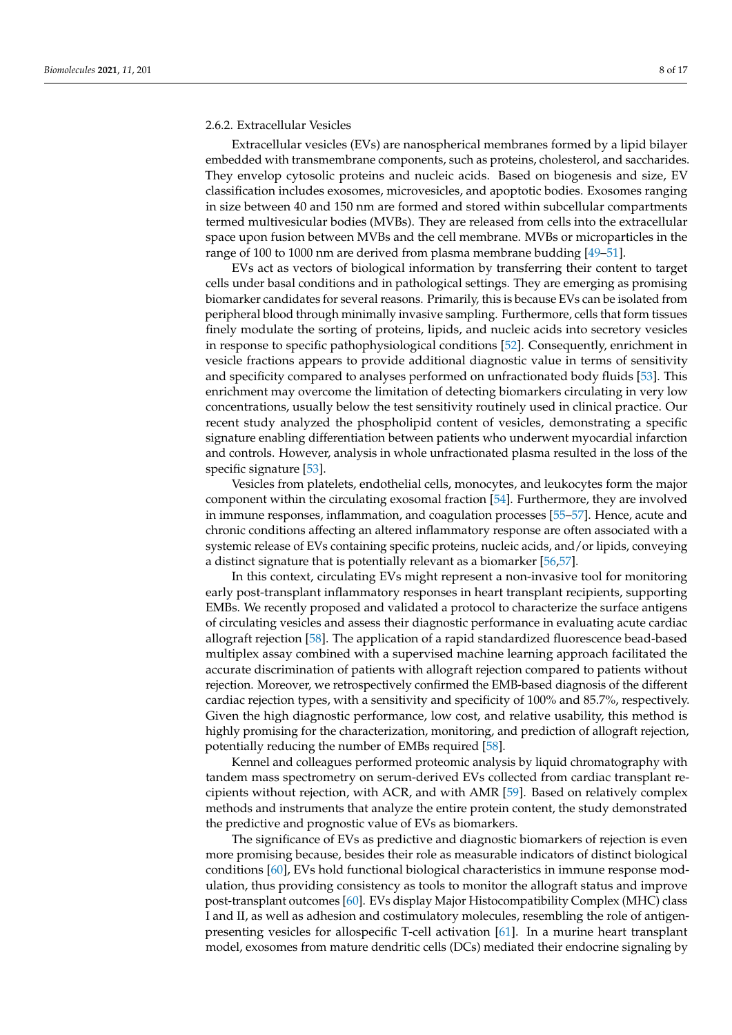#### 2.6.2. Extracellular Vesicles

Extracellular vesicles (EVs) are nanospherical membranes formed by a lipid bilayer embedded with transmembrane components, such as proteins, cholesterol, and saccharides. They envelop cytosolic proteins and nucleic acids. Based on biogenesis and size, EV classification includes exosomes, microvesicles, and apoptotic bodies. Exosomes ranging in size between 40 and 150 nm are formed and stored within subcellular compartments termed multivesicular bodies (MVBs). They are released from cells into the extracellular space upon fusion between MVBs and the cell membrane. MVBs or microparticles in the range of 100 to 1000 nm are derived from plasma membrane budding [49–51].

EVs act as vectors of biological information by transferring their content to target cells under basal conditions and in pathological settings. They are emerging as promising biomarker candidates for several reasons. Primarily, this is because EVs can be isolated from peripheral blood through minimally invasive sampling. Furthermore, cells that form tissues finely modulate the sorting of proteins, lipids, and nucleic acids into secretory vesicles in response to specific pathophysiological conditions [52]. Consequently, enrichment in vesicle fractions appears to provide additional diagnostic value in terms of sensitivity and specificity compared to analyses performed on unfractionated body fluids [53]. This enrichment may overcome the limitation of detecting biomarkers circulating in very low concentrations, usually below the test sensitivity routinely used in clinical practice. Our recent study analyzed the phospholipid content of vesicles, demonstrating a specific signature enabling differentiation between patients who underwent myocardial infarction and controls. However, analysis in whole unfractionated plasma resulted in the loss of the specific signature [53].

Vesicles from platelets, endothelial cells, monocytes, and leukocytes form the major component within the circulating exosomal fraction [54]. Furthermore, they are involved in immune responses, inflammation, and coagulation processes [55–57]. Hence, acute and chronic conditions affecting an altered inflammatory response are often associated with a systemic release of EVs containing specific proteins, nucleic acids, and/or lipids, conveying a distinct signature that is potentially relevant as a biomarker [56,57].

In this context, circulating EVs might represent a non-invasive tool for monitoring early post-transplant inflammatory responses in heart transplant recipients, supporting EMBs. We recently proposed and validated a protocol to characterize the surface antigens of circulating vesicles and assess their diagnostic performance in evaluating acute cardiac allograft rejection [58]. The application of a rapid standardized fluorescence bead-based multiplex assay combined with a supervised machine learning approach facilitated the accurate discrimination of patients with allograft rejection compared to patients without rejection. Moreover, we retrospectively confirmed the EMB-based diagnosis of the different cardiac rejection types, with a sensitivity and specificity of 100% and 85.7%, respectively. Given the high diagnostic performance, low cost, and relative usability, this method is highly promising for the characterization, monitoring, and prediction of allograft rejection, potentially reducing the number of EMBs required [58].

Kennel and colleagues performed proteomic analysis by liquid chromatography with tandem mass spectrometry on serum-derived EVs collected from cardiac transplant recipients without rejection, with ACR, and with AMR [59]. Based on relatively complex methods and instruments that analyze the entire protein content, the study demonstrated the predictive and prognostic value of EVs as biomarkers.

The significance of EVs as predictive and diagnostic biomarkers of rejection is even more promising because, besides their role as measurable indicators of distinct biological conditions [60], EVs hold functional biological characteristics in immune response modulation, thus providing consistency as tools to monitor the allograft status and improve post-transplant outcomes [60]. EVs display Major Histocompatibility Complex (MHC) class I and II, as well as adhesion and costimulatory molecules, resembling the role of antigen-presenting vesicles for allospecific T-cell activation [61]. In a murine heart transplant model, exosomes from mature dendritic cells (DCs) mediated their endocrine signaling by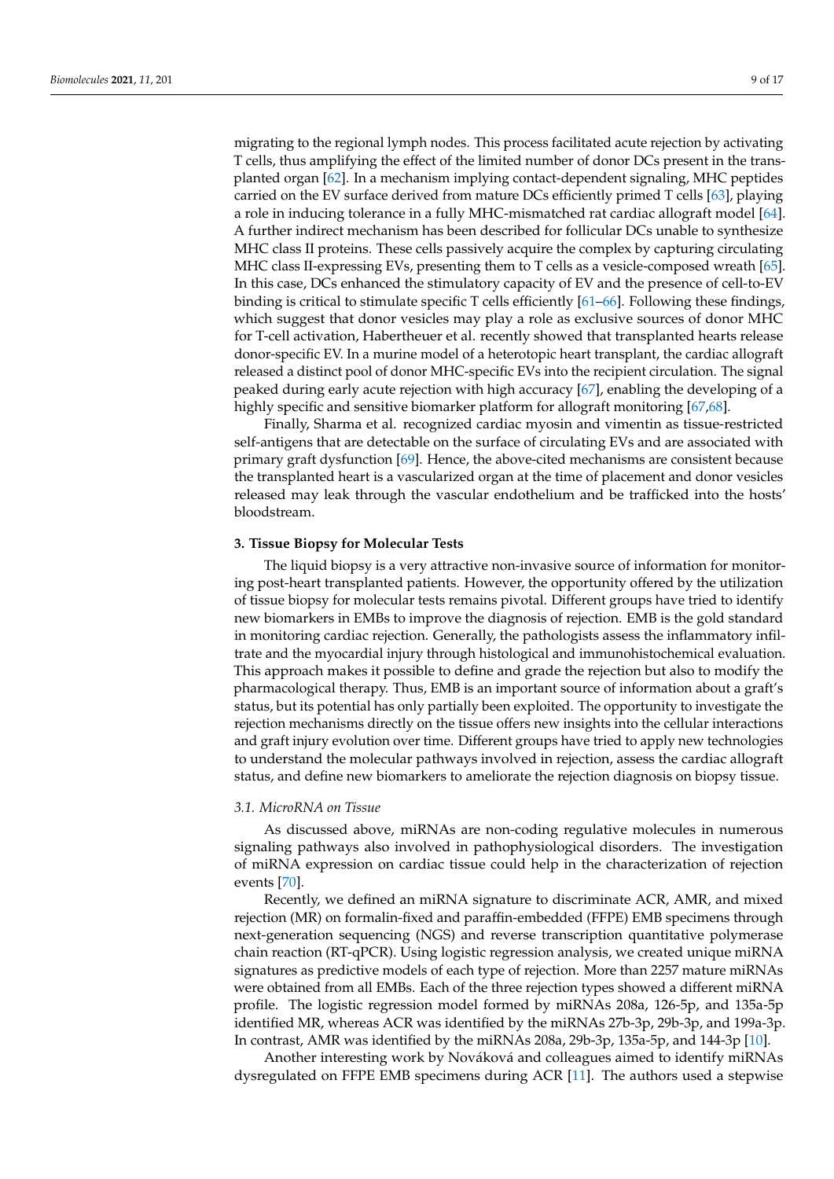migrating to the regional lymph nodes. This process facilitated acute rejection by activating T cells, thus amplifying the effect of the limited number of donor DCs present in the transplanted organ [62]. In a mechanism implying contact-dependent signaling, MHC peptides carried on the EV surface derived from mature DCs efficiently primed T cells [63], playing a role in inducing tolerance in a fully MHC-mismatched rat cardiac allograft model [64]. A further indirect mechanism has been described for follicular DCs unable to synthesize MHC class II proteins. These cells passively acquire the complex by capturing circulating MHC class II-expressing EVs, presenting them to T cells as a vesicle-composed wreath [65]. In this case, DCs enhanced the stimulatory capacity of EV and the presence of cell-to-EV binding is critical to stimulate specific T cells efficiently [61–66]. Following these findings, which suggest that donor vesicles may play a role as exclusive sources of donor MHC for T-cell activation, Habertheuer et al. recently showed that transplanted hearts release donor-specific EV. In a murine model of a heterotopic heart transplant, the cardiac allograft released a distinct pool of donor MHC-specific EVs into the recipient circulation. The signal peaked during early acute rejection with high accuracy [67], enabling the developing of a highly specific and sensitive biomarker platform for allograft monitoring [67,68].

Finally, Sharma et al. recognized cardiac myosin and vimentin as tissue-restricted self-antigens that are detectable on the surface of circulating EVs and are associated with primary graft dysfunction [69]. Hence, the above-cited mechanisms are consistent because the transplanted heart is a vascularized organ at the time of placement and donor vesicles released may leak through the vascular endothelium and be trafficked into the hosts' bloodstream.

## 3. Tissue Biopsy for Molecular Tests

The liquid biopsy is a very attractive non-invasive source of information for monitoring post-heart transplanted patients. However, the opportunity offered by the utilization of tissue biopsy for molecular tests remains pivotal. Different groups have tried to identify new biomarkers in EMBs to improve the diagnosis of rejection. EMB is the gold standard in monitoring cardiac rejection. Generally, the pathologists assess the inflammatory infiltrate and the myocardial injury through histological and immunohistochemical evaluation. This approach makes it possible to define and grade the rejection but also to modify the pharmacological therapy. Thus, EMB is an important source of information about a graft's status, but its potential has only partially been exploited. The opportunity to investigate the rejection mechanisms directly on the tissue offers new insights into the cellular interactions and graft injury evolution over time. Different groups have tried to apply new technologies to understand the molecular pathways involved in rejection, assess the cardiac allograft status, and define new biomarkers to ameliorate the rejection diagnosis on biopsy tissue.

### 3.1. MicroRNA on Tissue

As discussed above, miRNAs are non-coding regulative molecules in numerous signaling pathways also involved in pathophysiological disorders. The investigation of miRNA expression on cardiac tissue could help in the characterization of rejection events [70].

Recently, we defined an miRNA signature to discriminate ACR, AMR, and mixed rejection (MR) on formalin-fixed and paraffin-embedded (FFPE) EMB specimens through next-generation sequencing (NGS) and reverse transcription quantitative polymerase chain reaction (RT-qPCR). Using logistic regression analysis, we created unique miRNA signatures as predictive models of each type of rejection. More than 2257 mature miRNAs were obtained from all EMBs. Each of the three rejection types showed a different miRNA profile. The logistic regression model formed by miRNAs 208a, 126-5p, and 135a-5p identified MR, whereas ACR was identified by the miRNAs 27b-3p, 29b-3p, and 199a-3p. In contrast, AMR was identified by the miRNAs 208a, 29b-3p, 135a-5p, and 144-3p [10].

Another interesting work by Nováková and colleagues aimed to identify miRNAs dysregulated on FFPE EMB specimens during ACR [11]. The authors used a stepwise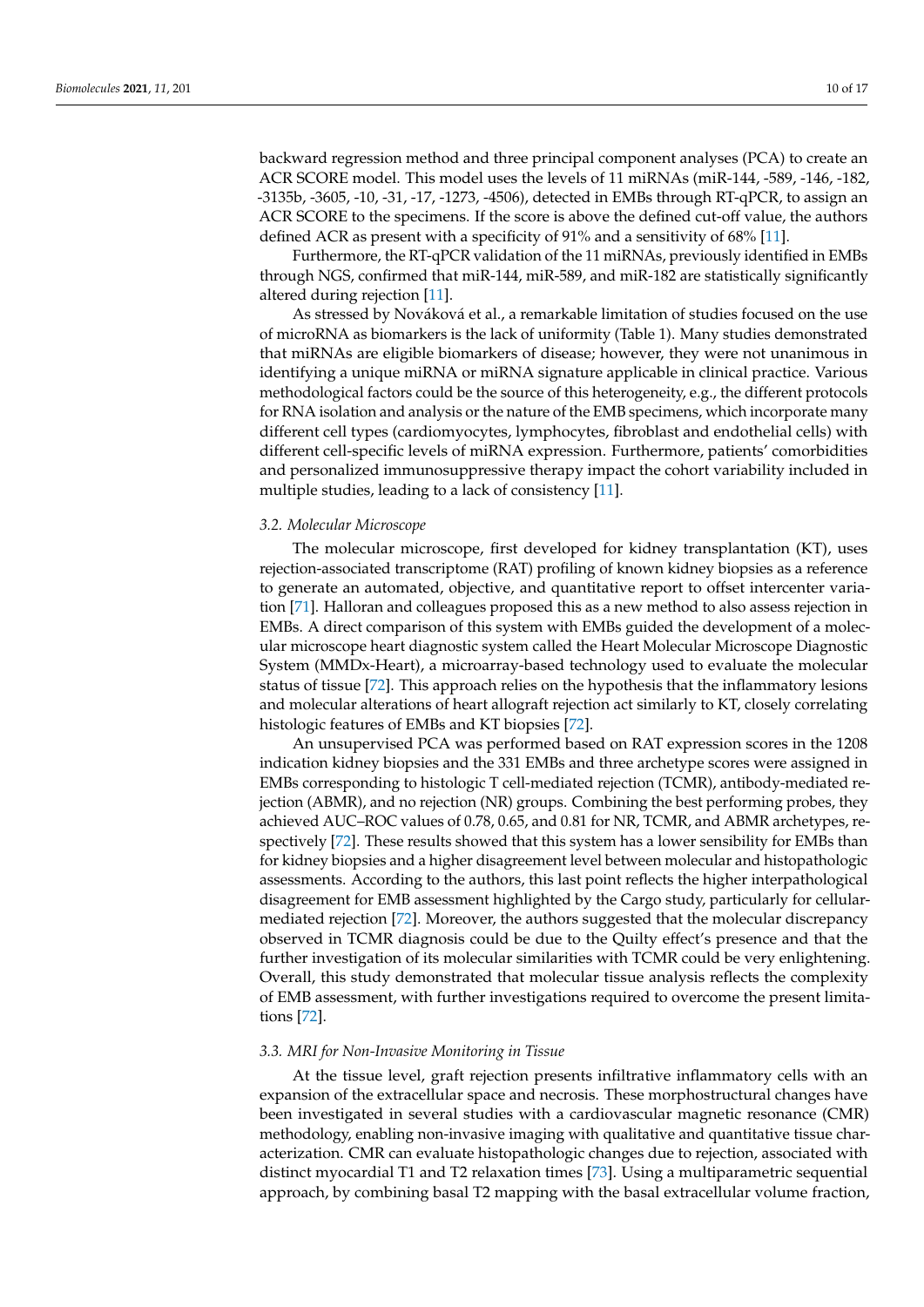backward regression method and three principal component analyses (PCA) to create an ACR SCORE model. This model uses the levels of 11 miRNAs (miR-144, -589, -146, -182, -3135b, -3605, -10, -31, -17, -1273, -4506), detected in EMBs through RT-qPCR, to assign an ACR SCORE to the specimens. If the score is above the defined cut-off value, the authors defined ACR as present with a specificity of 91% and a sensitivity of 68% [11].

Furthermore, the RT-qPCR validation of the 11 miRNAs, previously identified in EMBs through NGS, confirmed that miR-144, miR-589, and miR-182 are statistically significantly altered during rejection [11].

As stressed by Nováková et al., a remarkable limitation of studies focused on the use of microRNA as biomarkers is the lack of uniformity (Table 1). Many studies demonstrated that miRNAs are eligible biomarkers of disease; however, they were not unanimous in identifying a unique miRNA or miRNA signature applicable in clinical practice. Various methodological factors could be the source of this heterogeneity, e.g., the different protocols for RNA isolation and analysis or the nature of the EMB specimens, which incorporate many different cell types (cardiomyocytes, lymphocytes, fibroblast and endothelial cells) with different cell-specific levels of miRNA expression. Furthermore, patients' comorbidities and personalized immunosuppressive therapy impact the cohort variability included in multiple studies, leading to a lack of consistency [11].

### 3.2. Molecular Microscope

The molecular microscope, first developed for kidney transplantation (KT), uses rejection-associated transcriptome (RAT) profiling of known kidney biopsies as a reference to generate an automated, objective, and quantitative report to offset intercenter variation [71]. Halloran and colleagues proposed this as a new method to also assess rejection in EMBs. A direct comparison of this system with EMBs guided the development of a molecular microscope heart diagnostic system called the Heart Molecular Microscope Diagnostic System (MMDx-Heart), a microarray-based technology used to evaluate the molecular status of tissue [72]. This approach relies on the hypothesis that the inflammatory lesions and molecular alterations of heart allograft rejection act similarly to KT, closely correlating histologic features of EMBs and KT biopsies [72].

An unsupervised PCA was performed based on RAT expression scores in the 1208 indication kidney biopsies and the 331 EMBs and three archetype scores were assigned in EMBs corresponding to histologic T cell-mediated rejection (TCMR), antibody-mediated rejection (ABMR), and no rejection (NR) groups. Combining the best performing probes, they achieved AUC–ROC values of 0.78, 0.65, and 0.81 for NR, TCMR, and ABMR archetypes, respectively [72]. These results showed that this system has a lower sensibility for EMBs than for kidney biopsies and a higher disagreement level between molecular and histopathologic assessments. According to the authors, this last point reflects the higher interpathological disagreement for EMB assessment highlighted by the Cargo study, particularly for cellular-mediated rejection [72]. Moreover, the authors suggested that the molecular discrepancy observed in TCMR diagnosis could be due to the Quilty effect's presence and that the further investigation of its molecular similarities with TCMR could be very enlightening. Overall, this study demonstrated that molecular tissue analysis reflects the complexity of EMB assessment, with further investigations required to overcome the present limitations [72].

### 3.3. MRI for Non-Invasive Monitoring in Tissue

At the tissue level, graft rejection presents infiltrative inflammatory cells with an expansion of the extracellular space and necrosis. These morphostructural changes have been investigated in several studies with a cardiovascular magnetic resonance (CMR) methodology, enabling non-invasive imaging with qualitative and quantitative tissue characterization. CMR can evaluate histopathologic changes due to rejection, associated with distinct myocardial T1 and T2 relaxation times [73]. Using a multiparametric sequential approach, by combining basal T2 mapping with the basal extracellular volume fraction,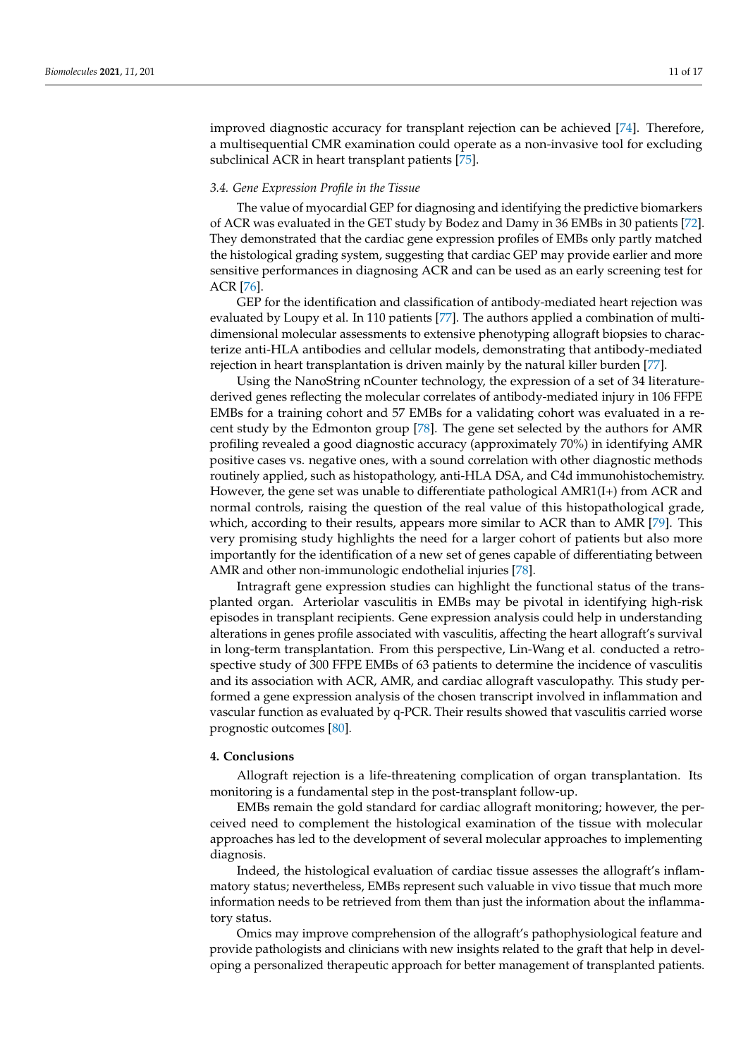improved diagnostic accuracy for transplant rejection can be achieved [74]. Therefore, a multisequential CMR examination could operate as a non-invasive tool for excluding subclinical ACR in heart transplant patients [75].

### *3.4. Gene Expression Profile in the Tissue*

The value of myocardial GEP for diagnosing and identifying the predictive biomarkers of ACR was evaluated in the GET study by Bodez and Damy in 36 EMBs in 30 patients [72]. They demonstrated that the cardiac gene expression profiles of EMBs only partly matched the histological grading system, suggesting that cardiac GEP may provide earlier and more sensitive performances in diagnosing ACR and can be used as an early screening test for ACR [76].

GEP for the identification and classification of antibody-mediated heart rejection was evaluated by Loupy et al. In 110 patients [77]. The authors applied a combination of multidimensional molecular assessments to extensive phenotyping allograft biopsies to characterize anti-HLA antibodies and cellular models, demonstrating that antibody-mediated rejection in heart transplantation is driven mainly by the natural killer burden [77].

Using the NanoString nCounter technology, the expression of a set of 34 literature-derived genes reflecting the molecular correlates of antibody-mediated injury in 106 FFPE EMBs for a training cohort and 57 EMBs for a validating cohort was evaluated in a recent study by the Edmonton group [78]. The gene set selected by the authors for AMR profiling revealed a good diagnostic accuracy (approximately 70%) in identifying AMR positive cases vs. negative ones, with a sound correlation with other diagnostic methods routinely applied, such as histopathology, anti-HLA DSA, and C4d immunohistochemistry. However, the gene set was unable to differentiate pathological AMR1(I+) from ACR and normal controls, raising the question of the real value of this histopathological grade, which, according to their results, appears more similar to ACR than to AMR [79]. This very promising study highlights the need for a larger cohort of patients but also more importantly for the identification of a new set of genes capable of differentiating between AMR and other non-immunologic endothelial injuries [78].

Intragraft gene expression studies can highlight the functional status of the transplanted organ. Arteriolar vasculitis in EMBs may be pivotal in identifying high-risk episodes in transplant recipients. Gene expression analysis could help in understanding alterations in genes profile associated with vasculitis, affecting the heart allograft's survival in long-term transplantation. From this perspective, Lin-Wang et al. conducted a retrospective study of 300 FFPE EMBs of 63 patients to determine the incidence of vasculitis and its association with ACR, AMR, and cardiac allograft vasculopathy. This study performed a gene expression analysis of the chosen transcript involved in inflammation and vascular function as evaluated by q-PCR. Their results showed that vasculitis carried worse prognostic outcomes [80].

## 4. Conclusions

Allograft rejection is a life-threatening complication of organ transplantation. Its monitoring is a fundamental step in the post-transplant follow-up.

EMBs remain the gold standard for cardiac allograft monitoring; however, the perceived need to complement the histological examination of the tissue with molecular approaches has led to the development of several molecular approaches to implementing diagnosis.

Indeed, the histological evaluation of cardiac tissue assesses the allograft's inflammatory status; nevertheless, EMBs represent such valuable in vivo tissue that much more information needs to be retrieved from them than just the information about the inflammatory status.

Omics may improve comprehension of the allograft's pathophysiological feature and provide pathologists and clinicians with new insights related to the graft that help in developing a personalized therapeutic approach for better management of transplanted patients.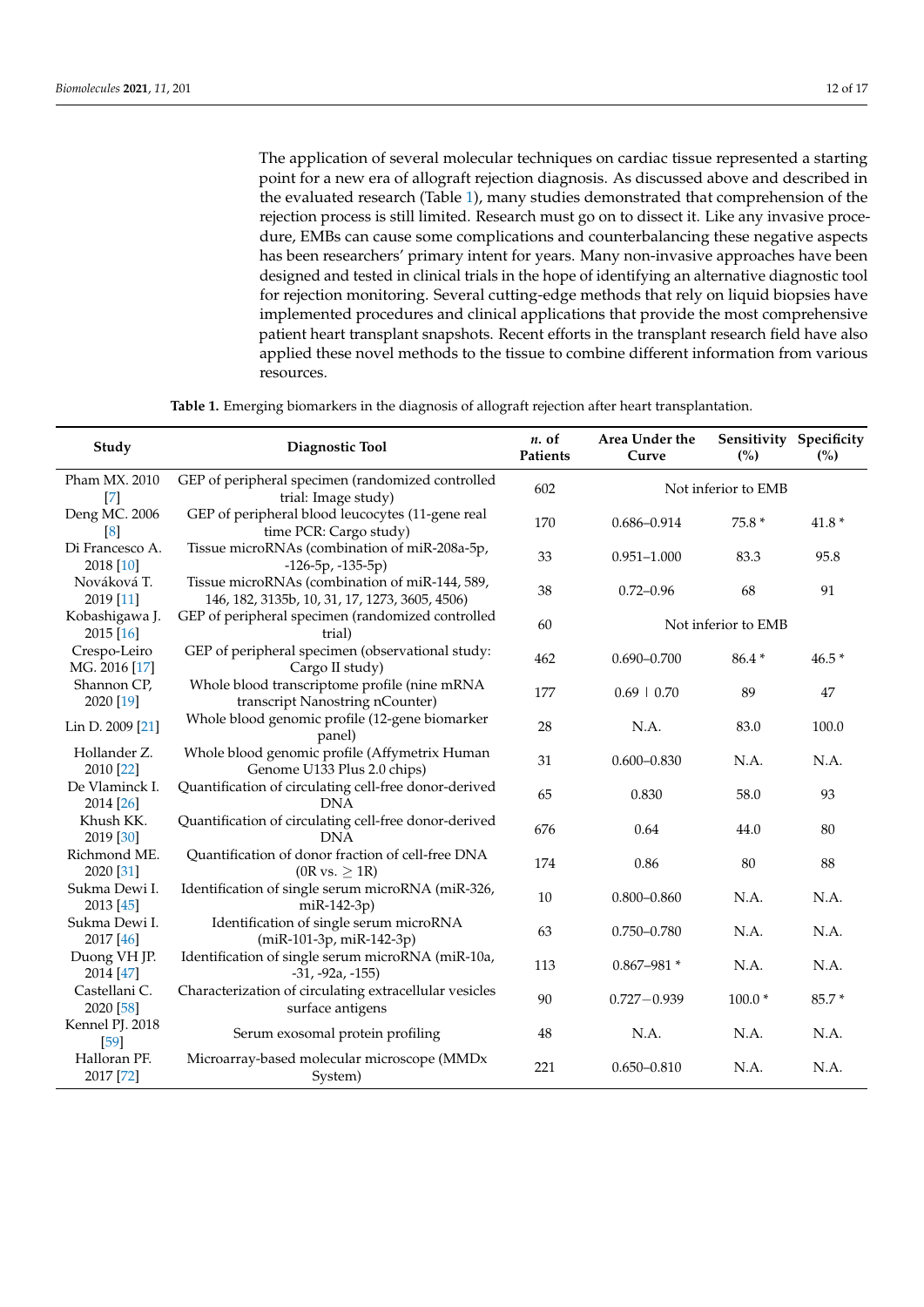The application of several molecular techniques on cardiac tissue represented a starting point for a new era of allograft rejection diagnosis. As discussed above and described in the evaluated research (Table 1), many studies demonstrated that comprehension of the rejection process is still limited. Research must go on to dissect it. Like any invasive procedure, EMBs can cause some complications and counterbalancing these negative aspects has been researchers' primary intent for years. Many non-invasive approaches have been designed and tested in clinical trials in the hope of identifying an alternative diagnostic tool for rejection monitoring. Several cutting-edge methods that rely on liquid biopsies have implemented procedures and clinical applications that provide the most comprehensive patient heart transplant snapshots. Recent efforts in the transplant research field have also applied these novel methods to the tissue to combine different information from various resources.

**Table 1.** Emerging biomarkers in the diagnosis of allograft rejection after heart transplantation.

| Study | Diagnostic Tool | *n.* of Patients | Area Under the Curve | Sensitivity (%) | Specificity (%) |
|---|---|---|---|---|---|
| Pham MX. 2010 [7] | GEP of peripheral specimen (randomized controlled trial: Image study) | 602 | Not inferior to EMB | | |
| Deng MC. 2006 [8] | GEP of peripheral blood leucocytes (11-gene real time PCR: Cargo study) | 170 | 0.686–0.914 | 75.8 * | 41.8 * |
| Di Francesco A. 2018 [10] | Tissue microRNAs (combination of miR-208a-5p, -126-5p, -135-5p) | 33 | 0.951–1.000 | 83.3 | 95.8 |
| Nováková T. 2019 [11] | Tissue microRNAs (combination of miR-144, 589, 146, 182, 3135b, 10, 31, 17, 1273, 3605, 4506) | 38 | 0.72–0.96 | 68 | 91 |
| Kobashigawa J. 2015 [16] | GEP of peripheral specimen (randomized controlled trial) | 60 | Not inferior to EMB | | |
| Crespo-Leiro MG. 2016 [17] | GEP of peripheral specimen (observational study: Cargo II study) | 462 | 0.690–0.700 | 86.4 * | 46.5 * |
| Shannon CP, 2020 [19] | Whole blood transcriptome profile (nine mRNA transcript Nanostring nCounter) | 177 | 0.69 \| 0.70 | 89 | 47 |
| Lin D. 2009 [21] | Whole blood genomic profile (12-gene biomarker panel) | 28 | N.A. | 83.0 | 100.0 |
| Hollander Z. 2010 [22] | Whole blood genomic profile (Affymetrix Human Genome U133 Plus 2.0 chips) | 31 | 0.600–0.830 | N.A. | N.A. |
| De Vlaminck I. 2014 [26] | Quantification of circulating cell-free donor-derived DNA | 65 | 0.830 | 58.0 | 93 |
| Khush KK. 2019 [30] | Quantification of circulating cell-free donor-derived DNA | 676 | 0.64 | 44.0 | 80 |
| Richmond ME. 2020 [31] | Quantification of donor fraction of cell-free DNA (0R vs. $\geq$ 1R) | 174 | 0.86 | 80 | 88 |
| Sukma Dewi I. 2013 [45] | Identification of single serum microRNA (miR-326, miR-142-3p) | 10 | 0.800–0.860 | N.A. | N.A. |
| Sukma Dewi I. 2017 [46] | Identification of single serum microRNA (miR-101-3p, miR-142-3p) | 63 | 0.750–0.780 | N.A. | N.A. |
| Duong VH JP. 2014 [47] | Identification of single serum microRNA (miR-10a, -31, -92a, -155) | 113 | 0.867–981 * | N.A. | N.A. |
| Castellani C. 2020 [58] | Characterization of circulating extracellular vesicles surface antigens | 90 | 0.727−0.939 | 100.0 * | 85.7 * |
| Kennel PJ. 2018 [59] | Serum exosomal protein profiling | 48 | N.A. | N.A. | N.A. |
| Halloran PF. 2017 [72] | Microarray-based molecular microscope (MMDx System) | 221 | 0.650–0.810 | N.A. | N.A. |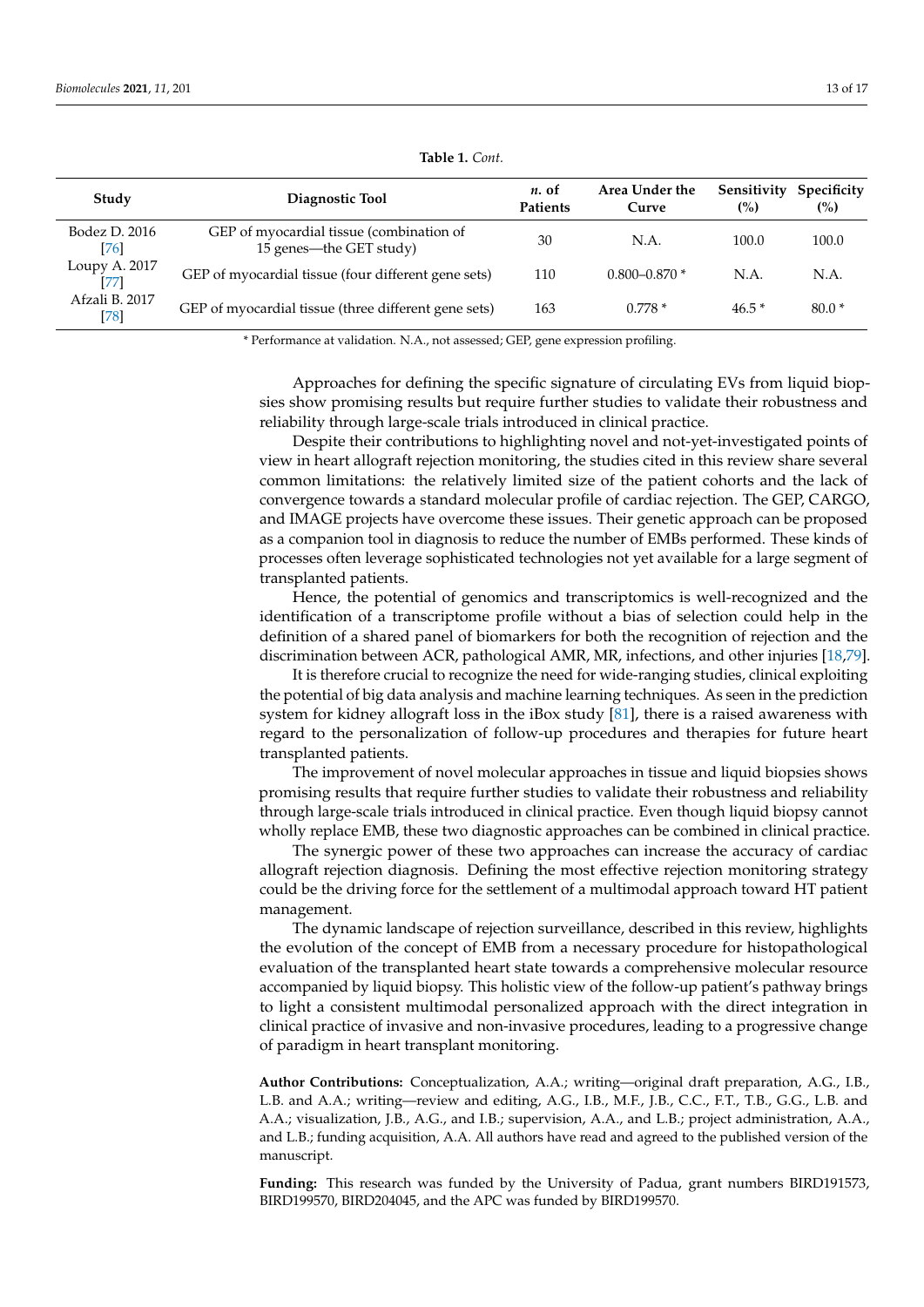**Table 1.** *Cont.*

| Study | Diagnostic Tool | *n.* of Patients | Area Under the Curve | Sensitivity (%) | Specificity (%) |
|---|---|---|---|---|---|
| Bodez D. 2016 [76] | GEP of myocardial tissue (combination of 15 genes—the GET study) | 30 | N.A. | 100.0 | 100.0 |
| Loupy A. 2017 [77] | GEP of myocardial tissue (four different gene sets) | 110 | 0.800–0.870 * | N.A. | N.A. |
| Afzali B. 2017 [78] | GEP of myocardial tissue (three different gene sets) | 163 | 0.778 * | 46.5 * | 80.0 * |

* Performance at validation. N.A., not assessed; GEP, gene expression profiling.

Approaches for defining the specific signature of circulating EVs from liquid biopsies show promising results but require further studies to validate their robustness and reliability through large-scale trials introduced in clinical practice.

Despite their contributions to highlighting novel and not-yet-investigated points of view in heart allograft rejection monitoring, the studies cited in this review share several common limitations: the relatively limited size of the patient cohorts and the lack of convergence towards a standard molecular profile of cardiac rejection. The GEP, CARGO, and IMAGE projects have overcome these issues. Their genetic approach can be proposed as a companion tool in diagnosis to reduce the number of EMBs performed. These kinds of processes often leverage sophisticated technologies not yet available for a large segment of transplanted patients.

Hence, the potential of genomics and transcriptomics is well-recognized and the identification of a transcriptome profile without a bias of selection could help in the definition of a shared panel of biomarkers for both the recognition of rejection and the discrimination between ACR, pathological AMR, MR, infections, and other injuries [18,79].

It is therefore crucial to recognize the need for wide-ranging studies, clinical exploiting the potential of big data analysis and machine learning techniques. As seen in the prediction system for kidney allograft loss in the iBox study [81], there is a raised awareness with regard to the personalization of follow-up procedures and therapies for future heart transplanted patients.

The improvement of novel molecular approaches in tissue and liquid biopsies shows promising results that require further studies to validate their robustness and reliability through large-scale trials introduced in clinical practice. Even though liquid biopsy cannot wholly replace EMB, these two diagnostic approaches can be combined in clinical practice.

The synergic power of these two approaches can increase the accuracy of cardiac allograft rejection diagnosis. Defining the most effective rejection monitoring strategy could be the driving force for the settlement of a multimodal approach toward HT patient management.

The dynamic landscape of rejection surveillance, described in this review, highlights the evolution of the concept of EMB from a necessary procedure for histopathological evaluation of the transplanted heart state towards a comprehensive molecular resource accompanied by liquid biopsy. This holistic view of the follow-up patient's pathway brings to light a consistent multimodal personalized approach with the direct integration in clinical practice of invasive and non-invasive procedures, leading to a progressive change of paradigm in heart transplant monitoring.

**Author Contributions:** Conceptualization, A.A.; writing—original draft preparation, A.G., I.B., L.B. and A.A.; writing—review and editing, A.G., I.B., M.F., J.B., C.C., F.T., T.B., G.G., L.B. and A.A.; visualization, J.B., A.G., and I.B.; supervision, A.A., and L.B.; project administration, A.A., and L.B.; funding acquisition, A.A. All authors have read and agreed to the published version of the manuscript.

**Funding:** This research was funded by the University of Padua, grant numbers BIRD191573, BIRD199570, BIRD204045, and the APC was funded by BIRD199570.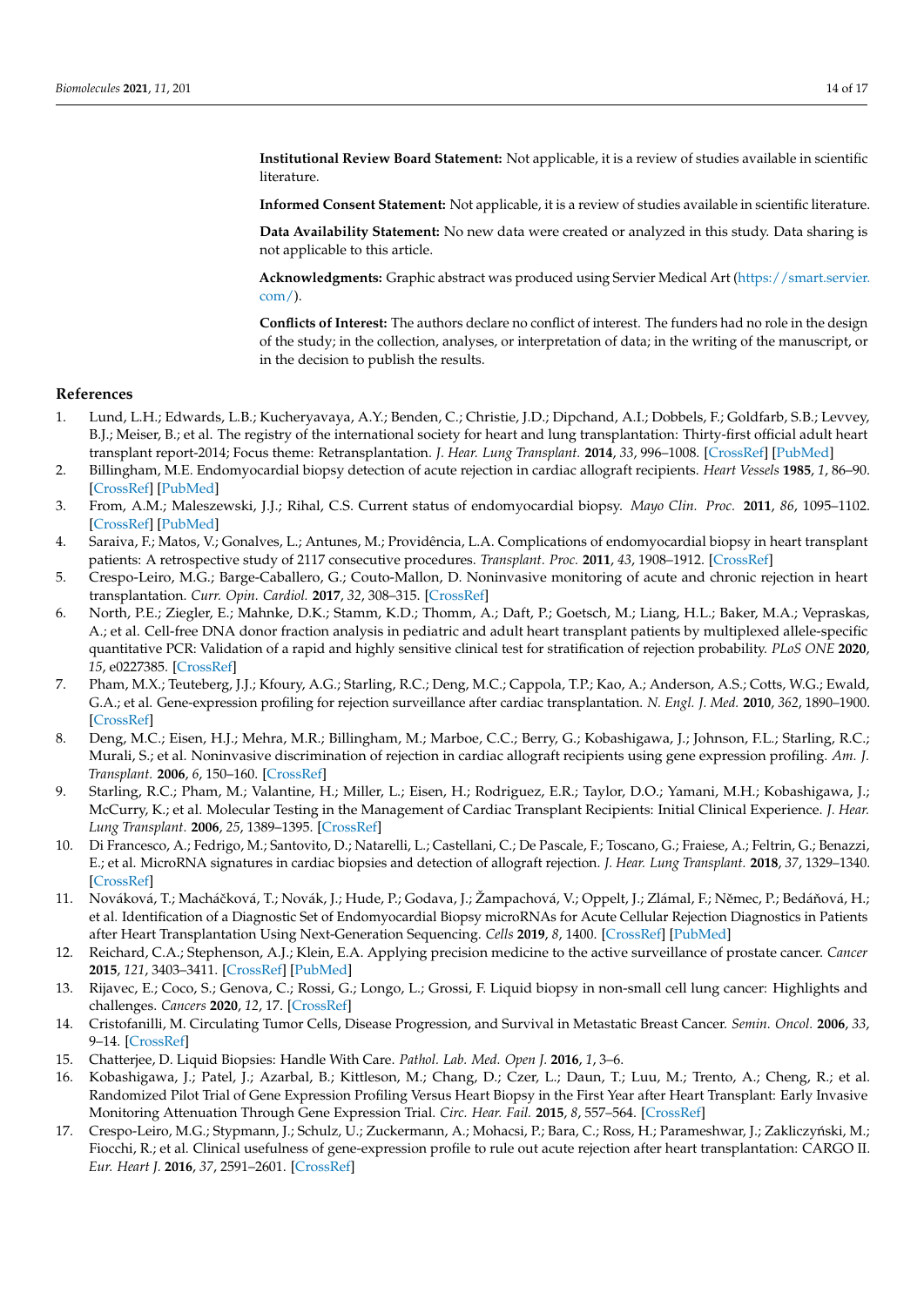**Institutional Review Board Statement:** Not applicable, it is a review of studies available in scientific literature.

**Informed Consent Statement:** Not applicable, it is a review of studies available in scientific literature.

**Data Availability Statement:** No new data were created or analyzed in this study. Data sharing is not applicable to this article.

**Acknowledgments:** Graphic abstract was produced using Servier Medical Art (https://smart.servier.com/).

**Conflicts of Interest:** The authors declare no conflict of interest. The funders had no role in the design of the study; in the collection, analyses, or interpretation of data; in the writing of the manuscript, or in the decision to publish the results.

## References

1. Lund, L.H.; Edwards, L.B.; Kucheryavaya, A.Y.; Benden, C.; Christie, J.D.; Dipchand, A.I.; Dobbels, F.; Goldfarb, S.B.; Levvey, B.J.; Meiser, B.; et al. The registry of the international society for heart and lung transplantation: Thirty-first official adult heart transplant report-2014; Focus theme: Retransplantation. *J. Hear. Lung Transplant.* **2014**, *33*, 996–1008. [CrossRef] [PubMed]
2. Billingham, M.E. Endomyocardial biopsy detection of acute rejection in cardiac allograft recipients. *Heart Vessels* **1985**, *1*, 86–90. [CrossRef] [PubMed]
3. From, A.M.; Maleszewski, J.J.; Rihal, C.S. Current status of endomyocardial biopsy. *Mayo Clin. Proc.* **2011**, *86*, 1095–1102. [CrossRef] [PubMed]
4. Saraiva, F.; Matos, V.; Gonalves, L.; Antunes, M.; Providência, L.A. Complications of endomyocardial biopsy in heart transplant patients: A retrospective study of 2117 consecutive procedures. *Transplant. Proc.* **2011**, *43*, 1908–1912. [CrossRef]
5. Crespo-Leiro, M.G.; Barge-Caballero, G.; Couto-Mallon, D. Noninvasive monitoring of acute and chronic rejection in heart transplantation. *Curr. Opin. Cardiol.* **2017**, *32*, 308–315. [CrossRef]
6. North, P.E.; Ziegler, E.; Mahnke, D.K.; Stamm, K.D.; Thomm, A.; Daft, P.; Goetsch, M.; Liang, H.L.; Baker, M.A.; Vepraskas, A.; et al. Cell-free DNA donor fraction analysis in pediatric and adult heart transplant patients by multiplexed allele-specific quantitative PCR: Validation of a rapid and highly sensitive clinical test for stratification of rejection probability. *PLoS ONE* **2020**, *15*, e0227385. [CrossRef]
7. Pham, M.X.; Teuteberg, J.J.; Kfoury, A.G.; Starling, R.C.; Deng, M.C.; Cappola, T.P.; Kao, A.; Anderson, A.S.; Cotts, W.G.; Ewald, G.A.; et al. Gene-expression profiling for rejection surveillance after cardiac transplantation. *N. Engl. J. Med.* **2010**, *362*, 1890–1900. [CrossRef]
8. Deng, M.C.; Eisen, H.J.; Mehra, M.R.; Billingham, M.; Marboe, C.C.; Berry, G.; Kobashigawa, J.; Johnson, F.L.; Starling, R.C.; Murali, S.; et al. Noninvasive discrimination of rejection in cardiac allograft recipients using gene expression profiling. *Am. J. Transplant.* **2006**, *6*, 150–160. [CrossRef]
9. Starling, R.C.; Pham, M.; Valantine, H.; Miller, L.; Eisen, H.; Rodriguez, E.R.; Taylor, D.O.; Yamani, M.H.; Kobashigawa, J.; McCurry, K.; et al. Molecular Testing in the Management of Cardiac Transplant Recipients: Initial Clinical Experience. *J. Hear. Lung Transplant.* **2006**, *25*, 1389–1395. [CrossRef]
10. Di Francesco, A.; Fedrigo, M.; Santovito, D.; Natarelli, L.; Castellani, C.; De Pascale, F.; Toscano, G.; Fraiese, A.; Feltrin, G.; Benazzi, E.; et al. MicroRNA signatures in cardiac biopsies and detection of allograft rejection. *J. Hear. Lung Transplant.* **2018**, *37*, 1329–1340. [CrossRef]
11. Nováková, T.; Macháčková, T.; Novák, J.; Hude, P.; Godava, J.; Žampachová, V.; Oppelt, J.; Zlámal, F.; Němec, P.; Bedáňová, H.; et al. Identification of a Diagnostic Set of Endomyocardial Biopsy microRNAs for Acute Cellular Rejection Diagnostics in Patients after Heart Transplantation Using Next-Generation Sequencing. *Cells* **2019**, *8*, 1400. [CrossRef] [PubMed]
12. Reichard, C.A.; Stephenson, A.J.; Klein, E.A. Applying precision medicine to the active surveillance of prostate cancer. *Cancer* **2015**, *121*, 3403–3411. [CrossRef] [PubMed]
13. Rijavec, E.; Coco, S.; Genova, C.; Rossi, G.; Longo, L.; Grossi, F. Liquid biopsy in non-small cell lung cancer: Highlights and challenges. *Cancers* **2020**, *12*, 17. [CrossRef]
14. Cristofanilli, M. Circulating Tumor Cells, Disease Progression, and Survival in Metastatic Breast Cancer. *Semin. Oncol.* **2006**, *33*, 9–14. [CrossRef]
15. Chatterjee, D. Liquid Biopsies: Handle With Care. *Pathol. Lab. Med. Open J.* **2016**, *1*, 3–6.
16. Kobashigawa, J.; Patel, J.; Azarbal, B.; Kittleson, M.; Chang, D.; Czer, L.; Daun, T.; Luu, M.; Trento, A.; Cheng, R.; et al. Randomized Pilot Trial of Gene Expression Profiling Versus Heart Biopsy in the First Year after Heart Transplant: Early Invasive Monitoring Attenuation Through Gene Expression Trial. *Circ. Hear. Fail.* **2015**, *8*, 557–564. [CrossRef]
17. Crespo-Leiro, M.G.; Stypmann, J.; Schulz, U.; Zuckermann, A.; Mohacsi, P.; Bara, C.; Ross, H.; Parameshwar, J.; Zakliczyński, M.; Fiocchi, R.; et al. Clinical usefulness of gene-expression profile to rule out acute rejection after heart transplantation: CARGO II. *Eur. Heart J.* **2016**, *37*, 2591–2601. [CrossRef]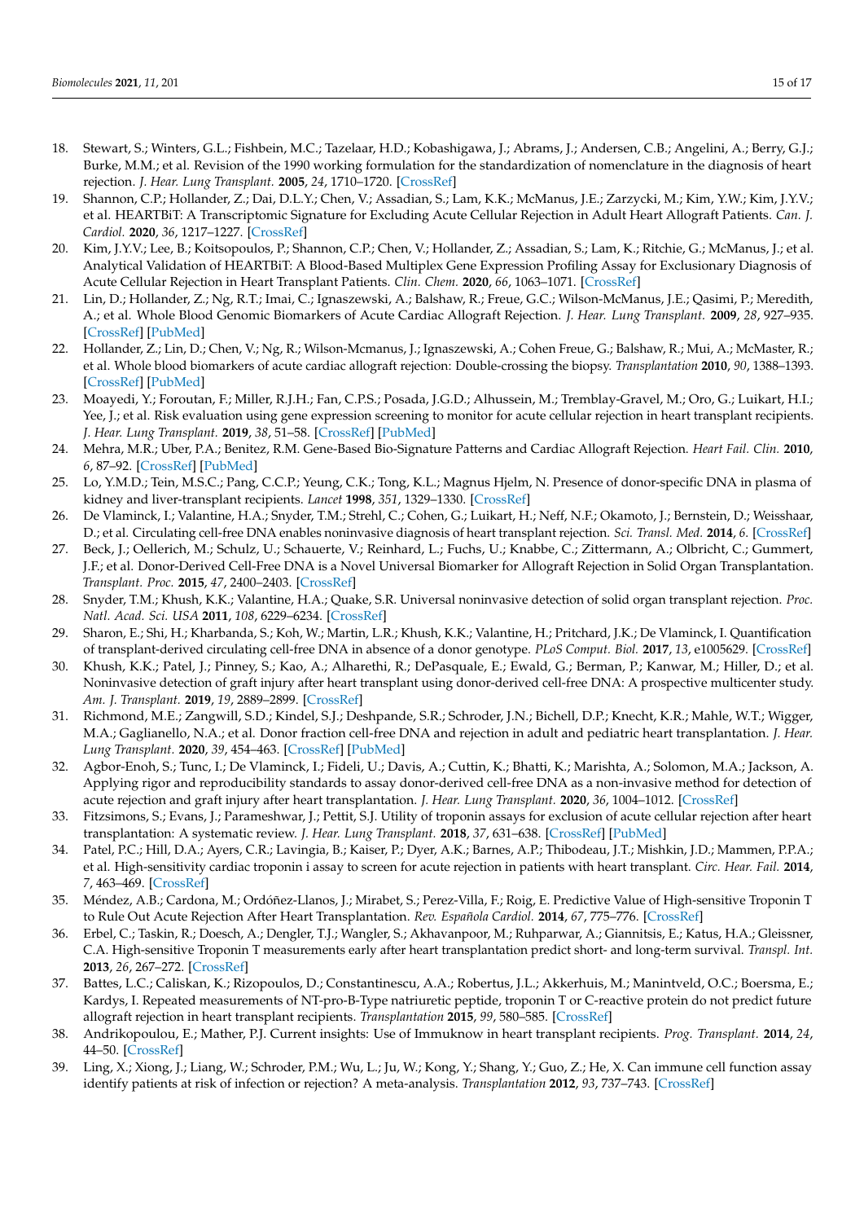18. Stewart, S.; Winters, G.L.; Fishbein, M.C.; Tazelaar, H.D.; Kobashigawa, J.; Abrams, J.; Andersen, C.B.; Angelini, A.; Berry, G.J.; Burke, M.M.; et al. Revision of the 1990 working formulation for the standardization of nomenclature in the diagnosis of heart rejection. *J. Hear. Lung Transplant.* **2005**, *24*, 1710–1720. [CrossRef]
19. Shannon, C.P.; Hollander, Z.; Dai, D.L.Y.; Chen, V.; Assadian, S.; Lam, K.K.; McManus, J.E.; Zarzycki, M.; Kim, Y.W.; Kim, J.Y.V.; et al. HEARTBiT: A Transcriptomic Signature for Excluding Acute Cellular Rejection in Adult Heart Allograft Patients. *Can. J. Cardiol.* **2020**, *36*, 1217–1227. [CrossRef]
20. Kim, J.Y.V.; Lee, B.; Koitsopoulos, P.; Shannon, C.P.; Chen, V.; Hollander, Z.; Assadian, S.; Lam, K.; Ritchie, G.; McManus, J.; et al. Analytical Validation of HEARTBiT: A Blood-Based Multiplex Gene Expression Profiling Assay for Exclusionary Diagnosis of Acute Cellular Rejection in Heart Transplant Patients. *Clin. Chem.* **2020**, *66*, 1063–1071. [CrossRef]
21. Lin, D.; Hollander, Z.; Ng, R.T.; Imai, C.; Ignaszewski, A.; Balshaw, R.; Freue, G.C.; Wilson-McManus, J.E.; Qasimi, P.; Meredith, A.; et al. Whole Blood Genomic Biomarkers of Acute Cardiac Allograft Rejection. *J. Hear. Lung Transplant.* **2009**, *28*, 927–935. [CrossRef] [PubMed]
22. Hollander, Z.; Lin, D.; Chen, V.; Ng, R.; Wilson-Mcmanus, J.; Ignaszewski, A.; Cohen Freue, G.; Balshaw, R.; Mui, A.; McMaster, R.; et al. Whole blood biomarkers of acute cardiac allograft rejection: Double-crossing the biopsy. *Transplantation* **2010**, *90*, 1388–1393. [CrossRef] [PubMed]
23. Moayedi, Y.; Foroutan, F.; Miller, R.J.H.; Fan, C.P.S.; Posada, J.G.D.; Alhussein, M.; Tremblay-Gravel, M.; Oro, G.; Luikart, H.I.; Yee, J.; et al. Risk evaluation using gene expression screening to monitor for acute cellular rejection in heart transplant recipients. *J. Hear. Lung Transplant.* **2019**, *38*, 51–58. [CrossRef] [PubMed]
24. Mehra, M.R.; Uber, P.A.; Benitez, R.M. Gene-Based Bio-Signature Patterns and Cardiac Allograft Rejection. *Heart Fail. Clin.* **2010**, *6*, 87–92. [CrossRef] [PubMed]
25. Lo, Y.M.D.; Tein, M.S.C.; Pang, C.C.P.; Yeung, C.K.; Tong, K.L.; Magnus Hjelm, N. Presence of donor-specific DNA in plasma of kidney and liver-transplant recipients. *Lancet* **1998**, *351*, 1329–1330. [CrossRef]
26. De Vlaminck, I.; Valantine, H.A.; Snyder, T.M.; Strehl, C.; Cohen, G.; Luikart, H.; Neff, N.F.; Okamoto, J.; Bernstein, D.; Weisshaar, D.; et al. Circulating cell-free DNA enables noninvasive diagnosis of heart transplant rejection. *Sci. Transl. Med.* **2014**, *6*. [CrossRef]
27. Beck, J.; Oellerich, M.; Schulz, U.; Schauerte, V.; Reinhard, L.; Fuchs, U.; Knabbe, C.; Zittermann, A.; Olbricht, C.; Gummert, J.F.; et al. Donor-Derived Cell-Free DNA is a Novel Universal Biomarker for Allograft Rejection in Solid Organ Transplantation. *Transplant. Proc.* **2015**, *47*, 2400–2403. [CrossRef]
28. Snyder, T.M.; Khush, K.K.; Valantine, H.A.; Quake, S.R. Universal noninvasive detection of solid organ transplant rejection. *Proc. Natl. Acad. Sci. USA* **2011**, *108*, 6229–6234. [CrossRef]
29. Sharon, E.; Shi, H.; Kharbanda, S.; Koh, W.; Martin, L.R.; Khush, K.K.; Valantine, H.; Pritchard, J.K.; De Vlaminck, I. Quantification of transplant-derived circulating cell-free DNA in absence of a donor genotype. *PLoS Comput. Biol.* **2017**, *13*, e1005629. [CrossRef]
30. Khush, K.K.; Patel, J.; Pinney, S.; Kao, A.; Alharethi, R.; DePasquale, E.; Ewald, G.; Berman, P.; Kanwar, M.; Hiller, D.; et al. Noninvasive detection of graft injury after heart transplant using donor-derived cell-free DNA: A prospective multicenter study. *Am. J. Transplant.* **2019**, *19*, 2889–2899. [CrossRef]
31. Richmond, M.E.; Zangwill, S.D.; Kindel, S.J.; Deshpande, S.R.; Schroder, J.N.; Bichell, D.P.; Knecht, K.R.; Mahle, W.T.; Wigger, M.A.; Gaglianello, N.A.; et al. Donor fraction cell-free DNA and rejection in adult and pediatric heart transplantation. *J. Hear. Lung Transplant.* **2020**, *39*, 454–463. [CrossRef] [PubMed]
32. Agbor-Enoh, S.; Tunc, I.; De Vlaminck, I.; Fideli, U.; Davis, A.; Cuttin, K.; Bhatti, K.; Marishta, A.; Solomon, M.A.; Jackson, A. Applying rigor and reproducibility standards to assay donor-derived cell-free DNA as a non-invasive method for detection of acute rejection and graft injury after heart transplantation. *J. Hear. Lung Transplant.* **2020**, *36*, 1004–1012. [CrossRef]
33. Fitzsimons, S.; Evans, J.; Parameshwar, J.; Pettit, S.J. Utility of troponin assays for exclusion of acute cellular rejection after heart transplantation: A systematic review. *J. Hear. Lung Transplant.* **2018**, *37*, 631–638. [CrossRef] [PubMed]
34. Patel, P.C.; Hill, D.A.; Ayers, C.R.; Lavingia, B.; Kaiser, P.; Dyer, A.K.; Barnes, A.P.; Thibodeau, J.T.; Mishkin, J.D.; Mammen, P.P.A.; et al. High-sensitivity cardiac troponin i assay to screen for acute rejection in patients with heart transplant. *Circ. Hear. Fail.* **2014**, *7*, 463–469. [CrossRef]
35. Méndez, A.B.; Cardona, M.; Ordóñez-Llanos, J.; Mirabet, S.; Perez-Villa, F.; Roig, E. Predictive Value of High-sensitive Troponin T to Rule Out Acute Rejection After Heart Transplantation. *Rev. Española Cardiol.* **2014**, *67*, 775–776. [CrossRef]
36. Erbel, C.; Taskin, R.; Doesch, A.; Dengler, T.J.; Wangler, S.; Akhavanpoor, M.; Ruhparwar, A.; Giannitsis, E.; Katus, H.A.; Gleissner, C.A. High-sensitive Troponin T measurements early after heart transplantation predict short- and long-term survival. *Transpl. Int.* **2013**, *26*, 267–272. [CrossRef]
37. Battes, L.C.; Caliskan, K.; Rizopoulos, D.; Constantinescu, A.A.; Robertus, J.L.; Akkerhuis, M.; Manintveld, O.C.; Boersma, E.; Kardys, I. Repeated measurements of NT-pro-B-Type natriuretic peptide, troponin T or C-reactive protein do not predict future allograft rejection in heart transplant recipients. *Transplantation* **2015**, *99*, 580–585. [CrossRef]
38. Andrikopoulou, E.; Mather, P.J. Current insights: Use of Immuknow in heart transplant recipients. *Prog. Transplant.* **2014**, *24*, 44–50. [CrossRef]
39. Ling, X.; Xiong, J.; Liang, W.; Schroder, P.M.; Wu, L.; Ju, W.; Kong, Y.; Shang, Y.; Guo, Z.; He, X. Can immune cell function assay identify patients at risk of infection or rejection? A meta-analysis. *Transplantation* **2012**, *93*, 737–743. [CrossRef]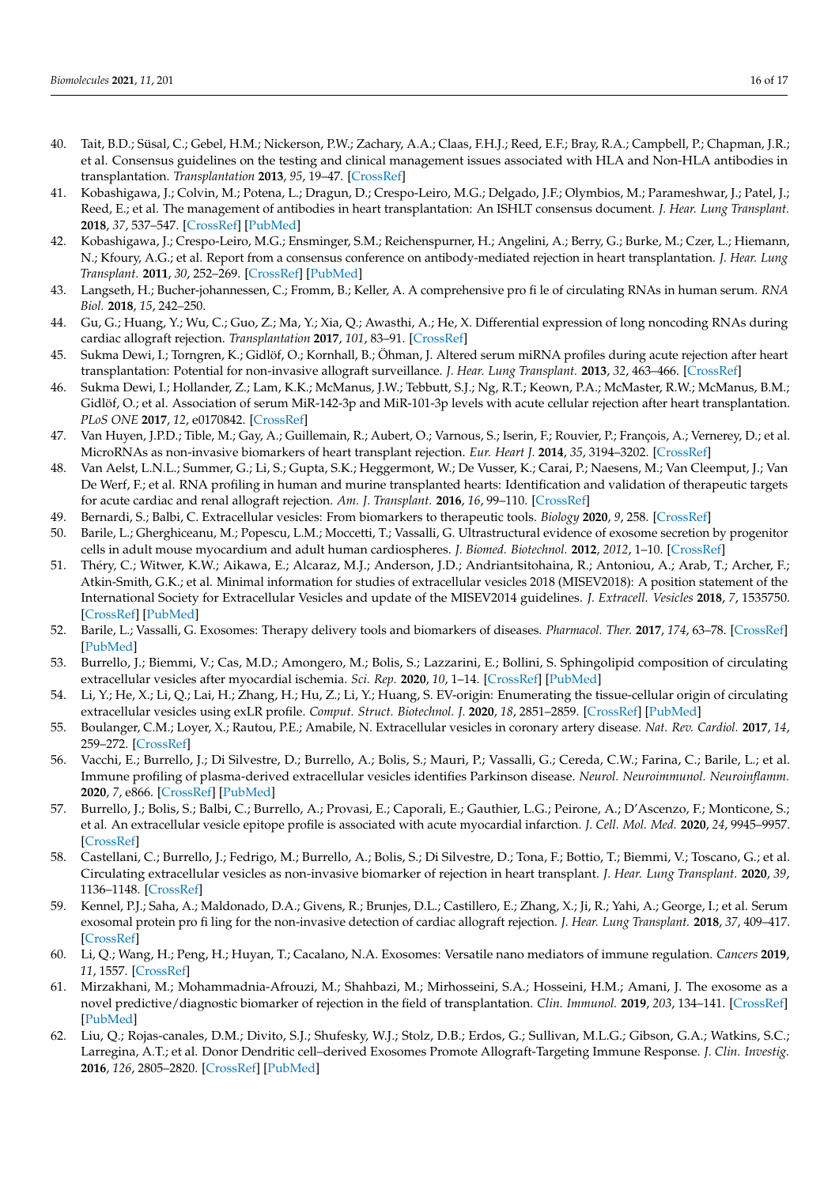40. Tait, B.D.; Süsal, C.; Gebel, H.M.; Nickerson, P.W.; Zachary, A.A.; Claas, F.H.J.; Reed, E.F.; Bray, R.A.; Campbell, P.; Chapman, J.R.; et al. Consensus guidelines on the testing and clinical management issues associated with HLA and Non-HLA antibodies in transplantation. *Transplantation* **2013**, *95*, 19–47. [CrossRef]
41. Kobashigawa, J.; Colvin, M.; Potena, L.; Dragun, D.; Crespo-Leiro, M.G.; Delgado, J.F.; Olymbios, M.; Parameshwar, J.; Patel, J.; Reed, E.; et al. The management of antibodies in heart transplantation: An ISHLT consensus document. *J. Hear. Lung Transplant.* **2018**, *37*, 537–547. [CrossRef] [PubMed]
42. Kobashigawa, J.; Crespo-Leiro, M.G.; Ensminger, S.M.; Reichenspurner, H.; Angelini, A.; Berry, G.; Burke, M.; Czer, L.; Hiemann, N.; Kfoury, A.G.; et al. Report from a consensus conference on antibody-mediated rejection in heart transplantation. *J. Hear. Lung Transplant.* **2011**, *30*, 252–269. [CrossRef] [PubMed]
43. Langseth, H.; Bucher-johannessen, C.; Fromm, B.; Keller, A. A comprehensive pro fi le of circulating RNAs in human serum. *RNA Biol.* **2018**, *15*, 242–250.
44. Gu, G.; Huang, Y.; Wu, C.; Guo, Z.; Ma, Y.; Xia, Q.; Awasthi, A.; He, X. Differential expression of long noncoding RNAs during cardiac allograft rejection. *Transplantation* **2017**, *101*, 83–91. [CrossRef]
45. Sukma Dewi, I.; Torngren, K.; Gidlöf, O.; Kornhall, B.; Öhman, J. Altered serum miRNA profiles during acute rejection after heart transplantation: Potential for non-invasive allograft surveillance. *J. Hear. Lung Transplant.* **2013**, *32*, 463–466. [CrossRef]
46. Sukma Dewi, I.; Hollander, Z.; Lam, K.K.; McManus, J.W.; Tebbutt, S.J.; Ng, R.T.; Keown, P.A.; McMaster, R.W.; McManus, B.M.; Gidlöf, O.; et al. Association of serum MiR-142-3p and MiR-101-3p levels with acute cellular rejection after heart transplantation. *PLoS ONE* **2017**, *12*, e0170842. [CrossRef]
47. Van Huyen, J.P.D.; Tible, M.; Gay, A.; Guillemain, R.; Aubert, O.; Varnous, S.; Iserin, F.; Rouvier, P.; François, A.; Vernerey, D.; et al. MicroRNAs as non-invasive biomarkers of heart transplant rejection. *Eur. Heart J.* **2014**, *35*, 3194–3202. [CrossRef]
48. Van Aelst, L.N.L.; Summer, G.; Li, S.; Gupta, S.K.; Heggermont, W.; De Vusser, K.; Carai, P.; Naesens, M.; Van Cleemput, J.; Van De Werf, F.; et al. RNA profiling in human and murine transplanted hearts: Identification and validation of therapeutic targets for acute cardiac and renal allograft rejection. *Am. J. Transplant.* **2016**, *16*, 99–110. [CrossRef]
49. Bernardi, S.; Balbi, C. Extracellular vesicles: From biomarkers to therapeutic tools. *Biology* **2020**, *9*, 258. [CrossRef]
50. Barile, L.; Gherghiceanu, M.; Popescu, L.M.; Moccetti, T.; Vassalli, G. Ultrastructural evidence of exosome secretion by progenitor cells in adult mouse myocardium and adult human cardiospheres. *J. Biomed. Biotechnol.* **2012**, *2012*, 1–10. [CrossRef]
51. Théry, C.; Witwer, K.W.; Aikawa, E.; Alcaraz, M.J.; Anderson, J.D.; Andriantsitohaina, R.; Antoniou, A.; Arab, T.; Archer, F.; Atkin-Smith, G.K.; et al. Minimal information for studies of extracellular vesicles 2018 (MISEV2018): A position statement of the International Society for Extracellular Vesicles and update of the MISEV2014 guidelines. *J. Extracell. Vesicles* **2018**, *7*, 1535750. [CrossRef] [PubMed]
52. Barile, L.; Vassalli, G. Exosomes: Therapy delivery tools and biomarkers of diseases. *Pharmacol. Ther.* **2017**, *174*, 63–78. [CrossRef] [PubMed]
53. Burrello, J.; Biemmi, V.; Cas, M.D.; Amongero, M.; Bolis, S.; Lazzarini, E.; Bollini, S. Sphingolipid composition of circulating extracellular vesicles after myocardial ischemia. *Sci. Rep.* **2020**, *10*, 1–14. [CrossRef] [PubMed]
54. Li, Y.; He, X.; Li, Q.; Lai, H.; Zhang, H.; Hu, Z.; Li, Y.; Huang, S. EV-origin: Enumerating the tissue-cellular origin of circulating extracellular vesicles using exLR profile. *Comput. Struct. Biotechnol. J.* **2020**, *18*, 2851–2859. [CrossRef] [PubMed]
55. Boulanger, C.M.; Loyer, X.; Rautou, P.E.; Amabile, N. Extracellular vesicles in coronary artery disease. *Nat. Rev. Cardiol.* **2017**, *14*, 259–272. [CrossRef]
56. Vacchi, E.; Burrello, J.; Di Silvestre, D.; Burrello, A.; Bolis, S.; Mauri, P.; Vassalli, G.; Cereda, C.W.; Farina, C.; Barile, L.; et al. Immune profiling of plasma-derived extracellular vesicles identifies Parkinson disease. *Neurol. Neuroimmunol. Neuroinflamm.* **2020**, *7*, e866. [CrossRef] [PubMed]
57. Burrello, J.; Bolis, S.; Balbi, C.; Burrello, A.; Provasi, E.; Caporali, E.; Gauthier, L.G.; Peirone, A.; D'Ascenzo, F.; Monticone, S.; et al. An extracellular vesicle epitope profile is associated with acute myocardial infarction. *J. Cell. Mol. Med.* **2020**, *24*, 9945–9957. [CrossRef]
58. Castellani, C.; Burrello, J.; Fedrigo, M.; Burrello, A.; Bolis, S.; Di Silvestre, D.; Tona, F.; Bottio, T.; Biemmi, V.; Toscano, G.; et al. Circulating extracellular vesicles as non-invasive biomarker of rejection in heart transplant. *J. Hear. Lung Transplant.* **2020**, *39*, 1136–1148. [CrossRef]
59. Kennel, P.J.; Saha, A.; Maldonado, D.A.; Givens, R.; Brunjes, D.L.; Castillero, E.; Zhang, X.; Ji, R.; Yahi, A.; George, I.; et al. Serum exosomal protein pro fi ling for the non-invasive detection of cardiac allograft rejection. *J. Hear. Lung Transplant.* **2018**, *37*, 409–417. [CrossRef]
60. Li, Q.; Wang, H.; Peng, H.; Huyan, T.; Cacalano, N.A. Exosomes: Versatile nano mediators of immune regulation. *Cancers* **2019**, *11*, 1557. [CrossRef]
61. Mirzakhani, M.; Mohammadnia-Afrouzi, M.; Shahbazi, M.; Mirhosseini, S.A.; Hosseini, H.M.; Amani, J. The exosome as a novel predictive/diagnostic biomarker of rejection in the field of transplantation. *Clin. Immunol.* **2019**, *203*, 134–141. [CrossRef] [PubMed]
62. Liu, Q.; Rojas-canales, D.M.; Divito, S.J.; Shufesky, W.J.; Stolz, D.B.; Erdos, G.; Sullivan, M.L.G.; Gibson, G.A.; Watkins, S.C.; Larregina, A.T.; et al. Donor Dendritic cell–derived Exosomes Promote Allograft-Targeting Immune Response. *J. Clin. Investig.* **2016**, *126*, 2805–2820. [CrossRef] [PubMed]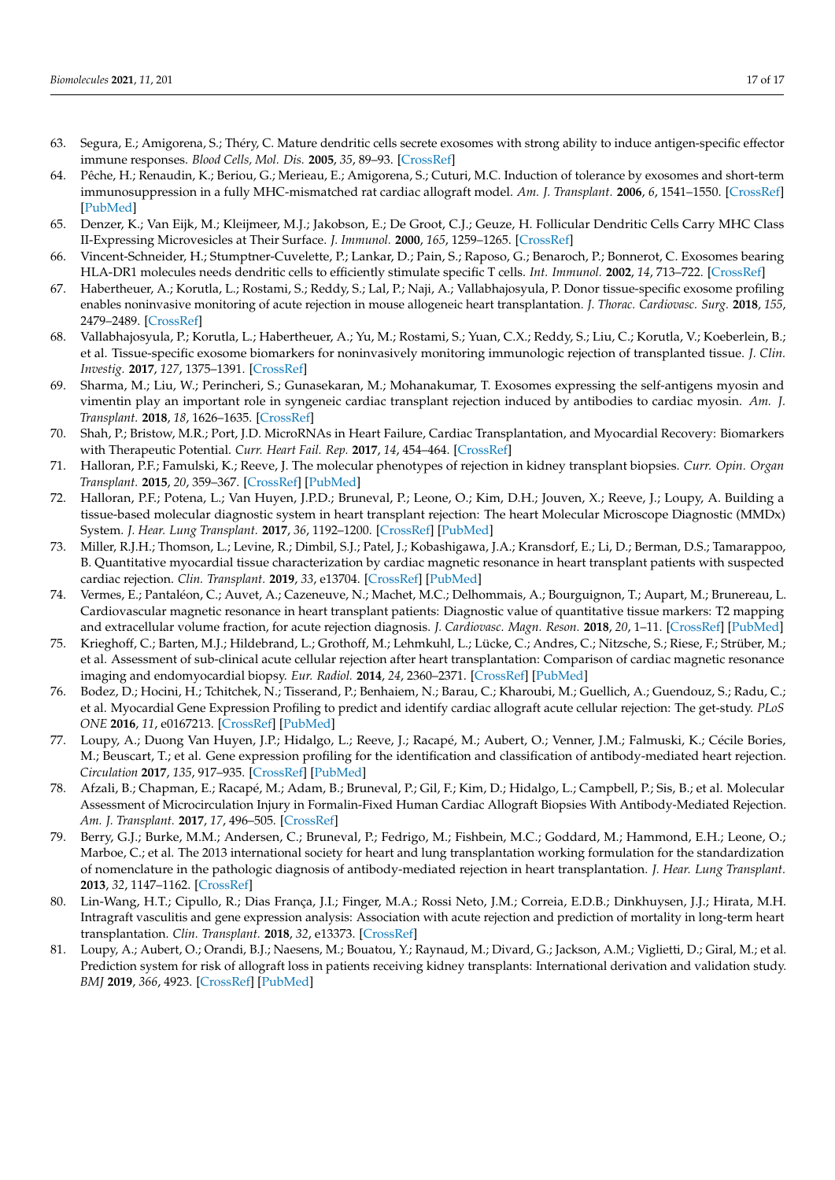63. Segura, E.; Amigorena, S.; Théry, C. Mature dendritic cells secrete exosomes with strong ability to induce antigen-specific effector immune responses. *Blood Cells, Mol. Dis.* **2005**, *35*, 89–93. [CrossRef]
64. Pêche, H.; Renaudin, K.; Beriou, G.; Merieau, E.; Amigorena, S.; Cuturi, M.C. Induction of tolerance by exosomes and short-term immunosuppression in a fully MHC-mismatched rat cardiac allograft model. *Am. J. Transplant.* **2006**, *6*, 1541–1550. [CrossRef] [PubMed]
65. Denzer, K.; Van Eijk, M.; Kleijmeer, M.J.; Jakobson, E.; De Groot, C.J.; Geuze, H. Follicular Dendritic Cells Carry MHC Class II-Expressing Microvesicles at Their Surface. *J. Immunol.* **2000**, *165*, 1259–1265. [CrossRef]
66. Vincent-Schneider, H.; Stumptner-Cuvelette, P.; Lankar, D.; Pain, S.; Raposo, G.; Benaroch, P.; Bonnerot, C. Exosomes bearing HLA-DR1 molecules needs dendritic cells to efficiently stimulate specific T cells. *Int. Immunol.* **2002**, *14*, 713–722. [CrossRef]
67. Habertheuer, A.; Korutla, L.; Rostami, S.; Reddy, S.; Lal, P.; Naji, A.; Vallabhajosyula, P. Donor tissue-specific exosome profiling enables noninvasive monitoring of acute rejection in mouse allogeneic heart transplantation. *J. Thorac. Cardiovasc. Surg.* **2018**, *155*, 2479–2489. [CrossRef]
68. Vallabhajosyula, P.; Korutla, L.; Habertheuer, A.; Yu, M.; Rostami, S.; Yuan, C.X.; Reddy, S.; Liu, C.; Korutla, V.; Koeberlein, B.; et al. Tissue-specific exosome biomarkers for noninvasively monitoring immunologic rejection of transplanted tissue. *J. Clin. Investig.* **2017**, *127*, 1375–1391. [CrossRef]
69. Sharma, M.; Liu, W.; Perincheri, S.; Gunasekaran, M.; Mohanakumar, T. Exosomes expressing the self-antigens myosin and vimentin play an important role in syngeneic cardiac transplant rejection induced by antibodies to cardiac myosin. *Am. J. Transplant.* **2018**, *18*, 1626–1635. [CrossRef]
70. Shah, P.; Bristow, M.R.; Port, J.D. MicroRNAs in Heart Failure, Cardiac Transplantation, and Myocardial Recovery: Biomarkers with Therapeutic Potential. *Curr. Heart Fail. Rep.* **2017**, *14*, 454–464. [CrossRef]
71. Halloran, P.F.; Famulski, K.; Reeve, J. The molecular phenotypes of rejection in kidney transplant biopsies. *Curr. Opin. Organ Transplant.* **2015**, *20*, 359–367. [CrossRef] [PubMed]
72. Halloran, P.F.; Potena, L.; Van Huyen, J.P.D.; Bruneval, P.; Leone, O.; Kim, D.H.; Jouven, X.; Reeve, J.; Loupy, A. Building a tissue-based molecular diagnostic system in heart transplant rejection: The heart Molecular Microscope Diagnostic (MMDx) System. *J. Hear. Lung Transplant.* **2017**, *36*, 1192–1200. [CrossRef] [PubMed]
73. Miller, R.J.H.; Thomson, L.; Levine, R.; Dimbil, S.J.; Patel, J.; Kobashigawa, J.A.; Kransdorf, E.; Li, D.; Berman, D.S.; Tamarappoo, B. Quantitative myocardial tissue characterization by cardiac magnetic resonance in heart transplant patients with suspected cardiac rejection. *Clin. Transplant.* **2019**, *33*, e13704. [CrossRef] [PubMed]
74. Vermes, E.; Pantaléon, C.; Auvet, A.; Cazeneuve, N.; Machet, M.C.; Delhommais, A.; Bourguignon, T.; Aupart, M.; Brunereau, L. Cardiovascular magnetic resonance in heart transplant patients: Diagnostic value of quantitative tissue markers: T2 mapping and extracellular volume fraction, for acute rejection diagnosis. *J. Cardiovasc. Magn. Reson.* **2018**, *20*, 1–11. [CrossRef] [PubMed]
75. Krieghoff, C.; Barten, M.J.; Hildebrand, L.; Grothoff, M.; Lehmkuhl, L.; Lücke, C.; Andres, C.; Nitzsche, S.; Riese, F.; Strüber, M.; et al. Assessment of sub-clinical acute cellular rejection after heart transplantation: Comparison of cardiac magnetic resonance imaging and endomyocardial biopsy. *Eur. Radiol.* **2014**, *24*, 2360–2371. [CrossRef] [PubMed]
76. Bodez, D.; Hocini, H.; Tchitchek, N.; Tisserand, P.; Benhaiem, N.; Barau, C.; Kharoubi, M.; Guellich, A.; Guendouz, S.; Radu, C.; et al. Myocardial Gene Expression Profiling to predict and identify cardiac allograft acute cellular rejection: The get-study. *PLoS ONE* **2016**, *11*, e0167213. [CrossRef] [PubMed]
77. Loupy, A.; Duong Van Huyen, J.P.; Hidalgo, L.; Reeve, J.; Racapé, M.; Aubert, O.; Venner, J.M.; Falmuski, K.; Cécile Bories, M.; Beuscart, T.; et al. Gene expression profiling for the identification and classification of antibody-mediated heart rejection. *Circulation* **2017**, *135*, 917–935. [CrossRef] [PubMed]
78. Afzali, B.; Chapman, E.; Racapé, M.; Adam, B.; Bruneval, P.; Gil, F.; Kim, D.; Hidalgo, L.; Campbell, P.; Sis, B.; et al. Molecular Assessment of Microcirculation Injury in Formalin-Fixed Human Cardiac Allograft Biopsies With Antibody-Mediated Rejection. *Am. J. Transplant.* **2017**, *17*, 496–505. [CrossRef]
79. Berry, G.J.; Burke, M.M.; Andersen, C.; Bruneval, P.; Fedrigo, M.; Fishbein, M.C.; Goddard, M.; Hammond, E.H.; Leone, O.; Marboe, C.; et al. The 2013 international society for heart and lung transplantation working formulation for the standardization of nomenclature in the pathologic diagnosis of antibody-mediated rejection in heart transplantation. *J. Hear. Lung Transplant.* **2013**, *32*, 1147–1162. [CrossRef]
80. Lin-Wang, H.T.; Cipullo, R.; Dias França, J.I.; Finger, M.A.; Rossi Neto, J.M.; Correia, E.D.B.; Dinkhuysen, J.J.; Hirata, M.H. Intragraft vasculitis and gene expression analysis: Association with acute rejection and prediction of mortality in long-term heart transplantation. *Clin. Transplant.* **2018**, *32*, e13373. [CrossRef]
81. Loupy, A.; Aubert, O.; Orandi, B.J.; Naesens, M.; Bouatou, Y.; Raynaud, M.; Divard, G.; Jackson, A.M.; Viglietti, D.; Giral, M.; et al. Prediction system for risk of allograft loss in patients receiving kidney transplants: International derivation and validation study. *BMJ* **2019**, *366*, 4923. [CrossRef] [PubMed]